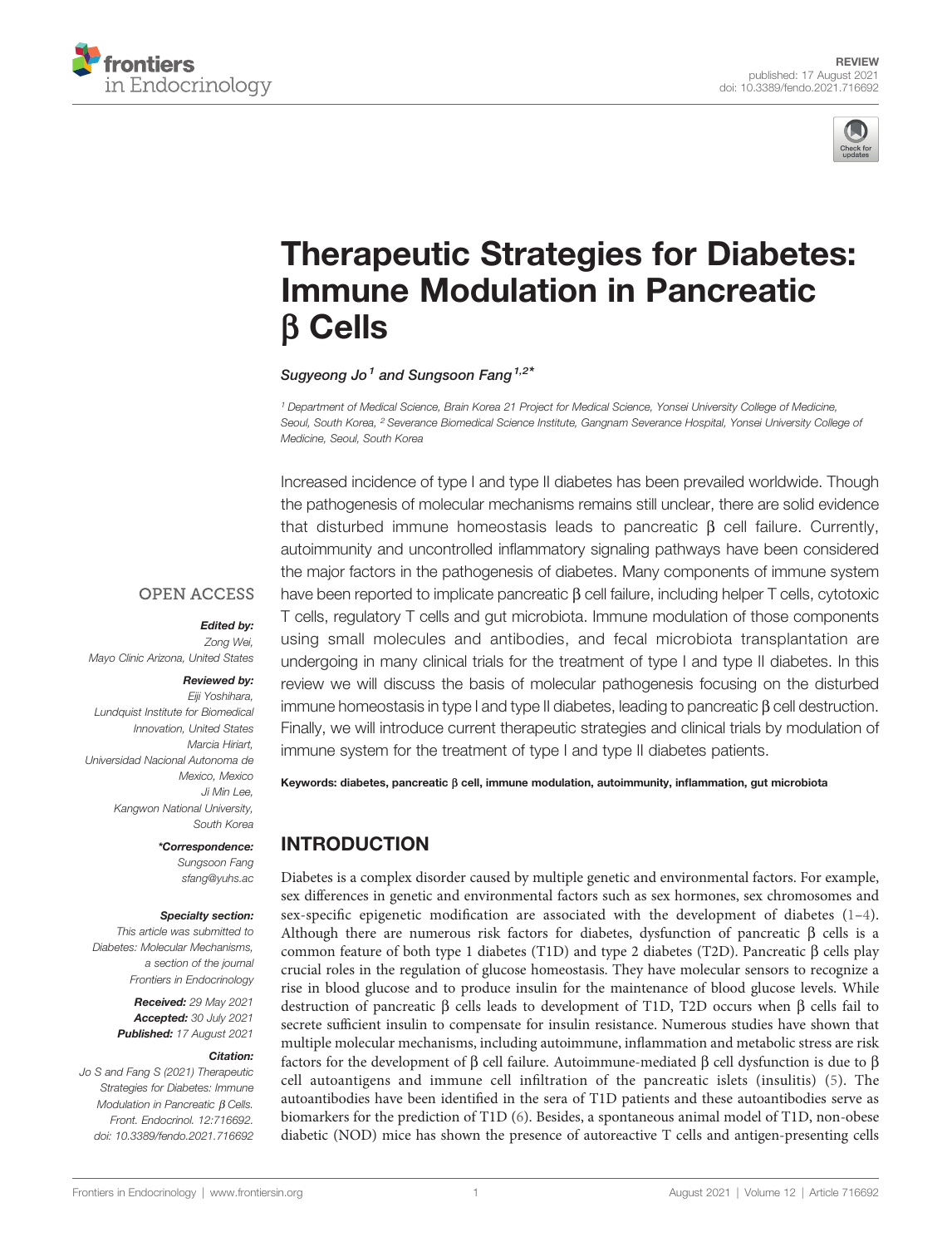REVIEW
published: 17 August 2021
doi: 10.3389/fendo.2021.716692

# Therapeutic Strategies for Diabetes: Immune Modulation in Pancreatic β Cells

*Sugyeong Jo[1] and Sungsoon Fang[1,2]\**

[1] Department of Medical Science, Brain Korea 21 Project for Medical Science, Yonsei University College of Medicine, Seoul, South Korea, [2] Severance Biomedical Science Institute, Gangnam Severance Hospital, Yonsei University College of Medicine, Seoul, South Korea

OPEN ACCESS

**Edited by:**
Zong Wei,
Mayo Clinic Arizona, United States

**Reviewed by:**
Eiji Yoshihara,
Lundquist Institute for Biomedical Innovation, United States
Marcia Hiriart,
Universidad Nacional Autonoma de Mexico, Mexico
Ji Min Lee,
Kangwon National University, South Korea

**\*Correspondence:**
Sungsoon Fang
sfang@yuhs.ac

**Specialty section:**
This article was submitted to Diabetes: Molecular Mechanisms, a section of the journal Frontiers in Endocrinology

**Received:** 29 May 2021
**Accepted:** 30 July 2021
**Published:** 17 August 2021

**Citation:**
Jo S and Fang S (2021) Therapeutic Strategies for Diabetes: Immune Modulation in Pancreatic β Cells. Front. Endocrinol. 12:716692. doi: 10.3389/fendo.2021.716692

Increased incidence of type I and type II diabetes has been prevailed worldwide. Though the pathogenesis of molecular mechanisms remains still unclear, there are solid evidence that disturbed immune homeostasis leads to pancreatic β cell failure. Currently, autoimmunity and uncontrolled inflammatory signaling pathways have been considered the major factors in the pathogenesis of diabetes. Many components of immune system have been reported to implicate pancreatic β cell failure, including helper T cells, cytotoxic T cells, regulatory T cells and gut microbiota. Immune modulation of those components using small molecules and antibodies, and fecal microbiota transplantation are undergoing in many clinical trials for the treatment of type I and type II diabetes. In this review we will discuss the basis of molecular pathogenesis focusing on the disturbed immune homeostasis in type I and type II diabetes, leading to pancreatic β cell destruction. Finally, we will introduce current therapeutic strategies and clinical trials by modulation of immune system for the treatment of type I and type II diabetes patients.

**Keywords: diabetes, pancreatic β cell, immune modulation, autoimmunity, inflammation, gut microbiota**

## INTRODUCTION

Diabetes is a complex disorder caused by multiple genetic and environmental factors. For example, sex differences in genetic and environmental factors such as sex hormones, sex chromosomes and sex-specific epigenetic modification are associated with the development of diabetes (1–4). Although there are numerous risk factors for diabetes, dysfunction of pancreatic β cells is a common feature of both type 1 diabetes (T1D) and type 2 diabetes (T2D). Pancreatic β cells play crucial roles in the regulation of glucose homeostasis. They have molecular sensors to recognize a rise in blood glucose and to produce insulin for the maintenance of blood glucose levels. While destruction of pancreatic β cells leads to development of T1D, T2D occurs when β cells fail to secrete sufficient insulin to compensate for insulin resistance. Numerous studies have shown that multiple molecular mechanisms, including autoimmune, inflammation and metabolic stress are risk factors for the development of β cell failure. Autoimmune-mediated β cell dysfunction is due to β cell autoantigens and immune cell infiltration of the pancreatic islets (insulitis) (5). The autoantibodies have been identified in the sera of T1D patients and these autoantibodies serve as biomarkers for the prediction of T1D (6). Besides, a spontaneous animal model of T1D, non-obese diabetic (NOD) mice has shown the presence of autoreactive T cells and antigen-presenting cells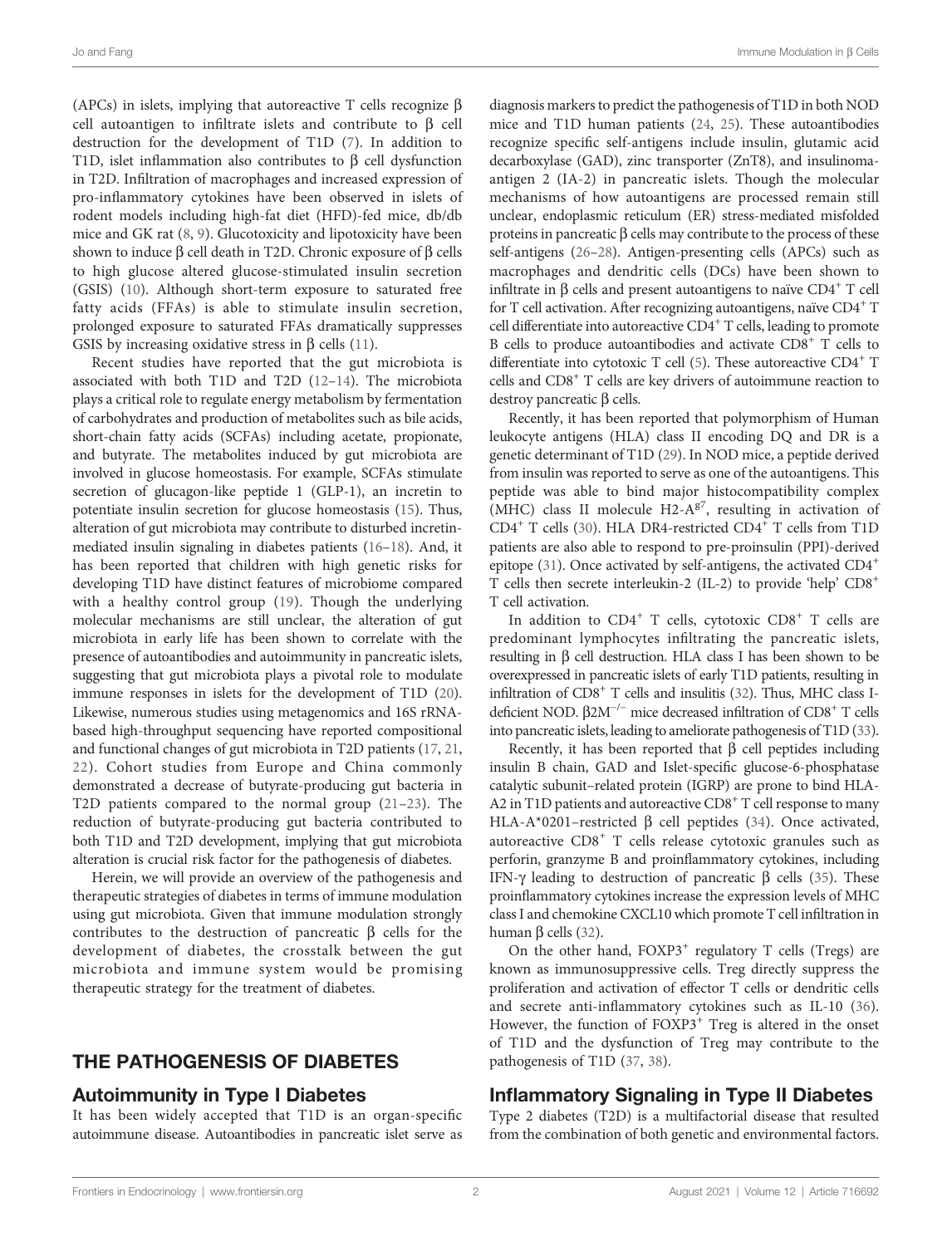(APCs) in islets, implying that autoreactive T cells recognize β cell autoantigen to infiltrate islets and contribute to β cell destruction for the development of T1D (7). In addition to T1D, islet inflammation also contributes to β cell dysfunction in T2D. Infiltration of macrophages and increased expression of pro-inflammatory cytokines have been observed in islets of rodent models including high-fat diet (HFD)-fed mice, db/db mice and GK rat (8, 9). Glucotoxicity and lipotoxicity have been shown to induce β cell death in T2D. Chronic exposure of β cells to high glucose altered glucose-stimulated insulin secretion (GSIS) (10). Although short-term exposure to saturated free fatty acids (FFAs) is able to stimulate insulin secretion, prolonged exposure to saturated FFAs dramatically suppresses GSIS by increasing oxidative stress in β cells (11).

Recent studies have reported that the gut microbiota is associated with both T1D and T2D (12–14). The microbiota plays a critical role to regulate energy metabolism by fermentation of carbohydrates and production of metabolites such as bile acids, short-chain fatty acids (SCFAs) including acetate, propionate, and butyrate. The metabolites induced by gut microbiota are involved in glucose homeostasis. For example, SCFAs stimulate secretion of glucagon-like peptide 1 (GLP-1), an incretin to potentiate insulin secretion for glucose homeostasis (15). Thus, alteration of gut microbiota may contribute to disturbed incretin-mediated insulin signaling in diabetes patients (16–18). And, it has been reported that children with high genetic risks for developing T1D have distinct features of microbiome compared with a healthy control group (19). Though the underlying molecular mechanisms are still unclear, the alteration of gut microbiota in early life has been shown to correlate with the presence of autoantibodies and autoimmunity in pancreatic islets, suggesting that gut microbiota plays a pivotal role to modulate immune responses in islets for the development of T1D (20). Likewise, numerous studies using metagenomics and 16S rRNA-based high-throughput sequencing have reported compositional and functional changes of gut microbiota in T2D patients (17, 21, 22). Cohort studies from Europe and China commonly demonstrated a decrease of butyrate-producing gut bacteria in T2D patients compared to the normal group (21–23). The reduction of butyrate-producing gut bacteria contributed to both T1D and T2D development, implying that gut microbiota alteration is crucial risk factor for the pathogenesis of diabetes.

Herein, we will provide an overview of the pathogenesis and therapeutic strategies of diabetes in terms of immune modulation using gut microbiota. Given that immune modulation strongly contributes to the destruction of pancreatic β cells for the development of diabetes, the crosstalk between the gut microbiota and immune system would be promising therapeutic strategy for the treatment of diabetes.

## THE PATHOGENESIS OF DIABETES

### Autoimmunity in Type I Diabetes

It has been widely accepted that T1D is an organ-specific autoimmune disease. Autoantibodies in pancreatic islet serve as diagnosis markers to predict the pathogenesis of T1D in both NOD mice and T1D human patients (24, 25). These autoantibodies recognize specific self-antigens include insulin, glutamic acid decarboxylase (GAD), zinc transporter (ZnT8), and insulinoma-antigen 2 (IA-2) in pancreatic islets. Though the molecular mechanisms of how autoantigens are processed remain still unclear, endoplasmic reticulum (ER) stress-mediated misfolded proteins in pancreatic β cells may contribute to the process of these self-antigens (26–28). Antigen-presenting cells (APCs) such as macrophages and dendritic cells (DCs) have been shown to infiltrate in β cells and present autoantigens to naïve $CD4^+$ T cell for T cell activation. After recognizing autoantigens, naïve $CD4^+$ T cell differentiate into autoreactive $CD4^+$ T cells, leading to promote B cells to produce autoantibodies and activate $CD8^+$ T cells to differentiate into cytotoxic T cell (5). These autoreactive $CD4^+$ T cells and $CD8^+$ T cells are key drivers of autoimmune reaction to destroy pancreatic β cells.

Recently, it has been reported that polymorphism of Human leukocyte antigens (HLA) class II encoding DQ and DR is a genetic determinant of T1D (29). In NOD mice, a peptide derived from insulin was reported to serve as one of the autoantigens. This peptide was able to bind major histocompatibility complex (MHC) class II molecule H2-$A^{g7}$, resulting in activation of $CD4^+$ T cells (30). HLA DR4-restricted $CD4^+$ T cells from T1D patients are also able to respond to pre-proinsulin (PPI)-derived epitope (31). Once activated by self-antigens, the activated $CD4^+$ T cells then secrete interleukin-2 (IL-2) to provide 'help' $CD8^+$ T cell activation.

In addition to $CD4^+$ T cells, cytotoxic $CD8^+$ T cells are predominant lymphocytes infiltrating the pancreatic islets, resulting in β cell destruction. HLA class I has been shown to be overexpressed in pancreatic islets of early T1D patients, resulting in infiltration of $CD8^+$ T cells and insulitis (32). Thus, MHC class I-deficient NOD. $\beta2M^{-/-}$ mice decreased infiltration of $CD8^+$ T cells into pancreatic islets, leading to ameliorate pathogenesis of T1D (33).

Recently, it has been reported that β cell peptides including insulin B chain, GAD and Islet-specific glucose-6-phosphatase catalytic subunit–related protein (IGRP) are prone to bind HLA-A2 in T1D patients and autoreactive $CD8^+$ T cell response to many HLA-A*0201–restricted β cell peptides (34). Once activated, autoreactive $CD8^+$ T cells release cytotoxic granules such as perforin, granzyme B and proinflammatory cytokines, including IFN-γ leading to destruction of pancreatic β cells (35). These proinflammatory cytokines increase the expression levels of MHC class I and chemokine CXCL10 which promote T cell infiltration in human β cells (32).

On the other hand, $FOXP3^+$ regulatory T cells (Tregs) are known as immunosuppressive cells. Treg directly suppress the proliferation and activation of effector T cells or dendritic cells and secrete anti-inflammatory cytokines such as IL-10 (36). However, the function of $FOXP3^+$ Treg is altered in the onset of T1D and the dysfunction of Treg may contribute to the pathogenesis of T1D (37, 38).

### Inflammatory Signaling in Type II Diabetes

Type 2 diabetes (T2D) is a multifactorial disease that resulted from the combination of both genetic and environmental factors.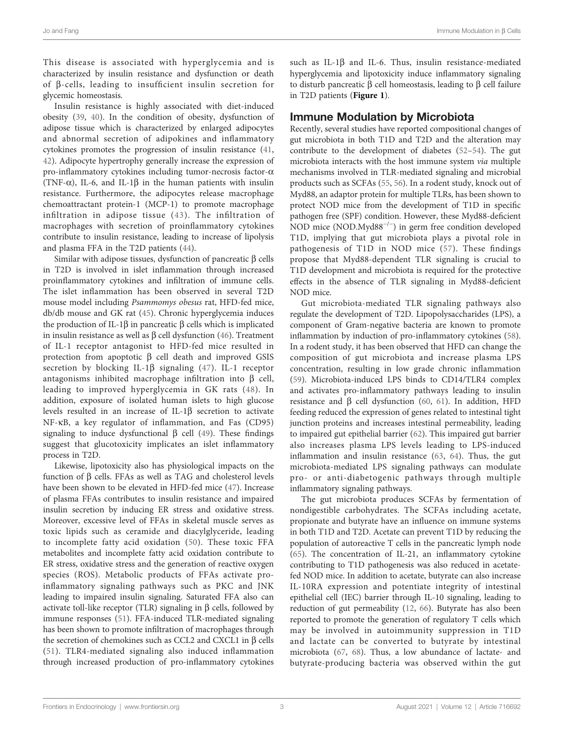This disease is associated with hyperglycemia and is characterized by insulin resistance and dysfunction or death of β-cells, leading to insufficient insulin secretion for glycemic homeostasis.

Insulin resistance is highly associated with diet-induced obesity (39, 40). In the condition of obesity, dysfunction of adipose tissue which is characterized by enlarged adipocytes and abnormal secretion of adipokines and inflammatory cytokines promotes the progression of insulin resistance (41, 42). Adipocyte hypertrophy generally increase the expression of pro-inflammatory cytokines including tumor-necrosis factor-α (TNF-α), IL-6, and IL-1β in the human patients with insulin resistance. Furthermore, the adipocytes release macrophage chemoattractant protein-1 (MCP-1) to promote macrophage infiltration in adipose tissue (43). The infiltration of macrophages with secretion of proinflammatory cytokines contribute to insulin resistance, leading to increase of lipolysis and plasma FFA in the T2D patients (44).

Similar with adipose tissues, dysfunction of pancreatic β cells in T2D is involved in islet inflammation through increased proinflammatory cytokines and infiltration of immune cells. The islet inflammation has been observed in several T2D mouse model including *Psammomys obesus* rat, HFD-fed mice, db/db mouse and GK rat (45). Chronic hyperglycemia induces the production of IL-1β in pancreatic β cells which is implicated in insulin resistance as well as β cell dysfunction (46). Treatment of IL-1 receptor antagonist to HFD-fed mice resulted in protection from apoptotic β cell death and improved GSIS secretion by blocking IL-1β signaling (47). IL-1 receptor antagonisms inhibited macrophage infiltration into β cell, leading to improved hyperglycemia in GK rats (48). In addition, exposure of isolated human islets to high glucose levels resulted in an increase of IL-1β secretion to activate NF-κB, a key regulator of inflammation, and Fas (CD95) signaling to induce dysfunctional β cell (49). These findings suggest that glucotoxicity implicates an islet inflammatory process in T2D.

Likewise, lipotoxicity also has physiological impacts on the function of β cells. FFAs as well as TAG and cholesterol levels have been shown to be elevated in HFD-fed mice (47). Increase of plasma FFAs contributes to insulin resistance and impaired insulin secretion by inducing ER stress and oxidative stress. Moreover, excessive level of FFAs in skeletal muscle serves as toxic lipids such as ceramide and diacylglyceride, leading to incomplete fatty acid oxidation (50). These toxic FFA metabolites and incomplete fatty acid oxidation contribute to ER stress, oxidative stress and the generation of reactive oxygen species (ROS). Metabolic products of FFAs activate pro-inflammatory signaling pathways such as PKC and JNK leading to impaired insulin signaling. Saturated FFA also can activate toll-like receptor (TLR) signaling in β cells, followed by immune responses (51). FFA-induced TLR-mediated signaling has been shown to promote infiltration of macrophages through the secretion of chemokines such as CCL2 and CXCL1 in β cells (51). TLR4-mediated signaling also induced inflammation through increased production of pro-inflammatory cytokines such as IL-1β and IL-6. Thus, insulin resistance-mediated hyperglycemia and lipotoxicity induce inflammatory signaling to disturb pancreatic β cell homeostasis, leading to β cell failure in T2D patients (**Figure 1**).

## Immune Modulation by Microbiota

Recently, several studies have reported compositional changes of gut microbiota in both T1D and T2D and the alteration may contribute to the development of diabetes (52–54). The gut microbiota interacts with the host immune system *via* multiple mechanisms involved in TLR-mediated signaling and microbial products such as SCFAs (55, 56). In a rodent study, knock out of Myd88, an adaptor protein for multiple TLRs, has been shown to protect NOD mice from the development of T1D in specific pathogen free (SPF) condition. However, these Myd88-deficient NOD mice (NOD.Myd88$^{-/-}$) in germ free condition developed T1D, implying that gut microbiota plays a pivotal role in pathogenesis of T1D in NOD mice (57). These findings propose that Myd88-dependent TLR signaling is crucial to T1D development and microbiota is required for the protective effects in the absence of TLR signaling in Myd88-deficient NOD mice.

Gut microbiota-mediated TLR signaling pathways also regulate the development of T2D. Lipopolysaccharides (LPS), a component of Gram-negative bacteria are known to promote inflammation by induction of pro-inflammatory cytokines (58). In a rodent study, it has been observed that HFD can change the composition of gut microbiota and increase plasma LPS concentration, resulting in low grade chronic inflammation (59). Microbiota-induced LPS binds to CD14/TLR4 complex and activates pro-inflammatory pathways leading to insulin resistance and β cell dysfunction (60, 61). In addition, HFD feeding reduced the expression of genes related to intestinal tight junction proteins and increases intestinal permeability, leading to impaired gut epithelial barrier (62). This impaired gut barrier also increases plasma LPS levels leading to LPS-induced inflammation and insulin resistance (63, 64). Thus, the gut microbiota-mediated LPS signaling pathways can modulate pro- or anti-diabetogenic pathways through multiple inflammatory signaling pathways.

The gut microbiota produces SCFAs by fermentation of nondigestible carbohydrates. The SCFAs including acetate, propionate and butyrate have an influence on immune systems in both T1D and T2D. Acetate can prevent T1D by reducing the population of autoreactive T cells in the pancreatic lymph node (65). The concentration of IL-21, an inflammatory cytokine contributing to T1D pathogenesis was also reduced in acetate-fed NOD mice. In addition to acetate, butyrate can also increase IL-10RA expression and potentiate integrity of intestinal epithelial cell (IEC) barrier through IL-10 signaling, leading to reduction of gut permeability (12, 66). Butyrate has also been reported to promote the generation of regulatory T cells which may be involved in autoimmunity suppression in T1D and lactate can be converted to butyrate by intestinal microbiota (67, 68). Thus, a low abundance of lactate- and butyrate-producing bacteria was observed within the gut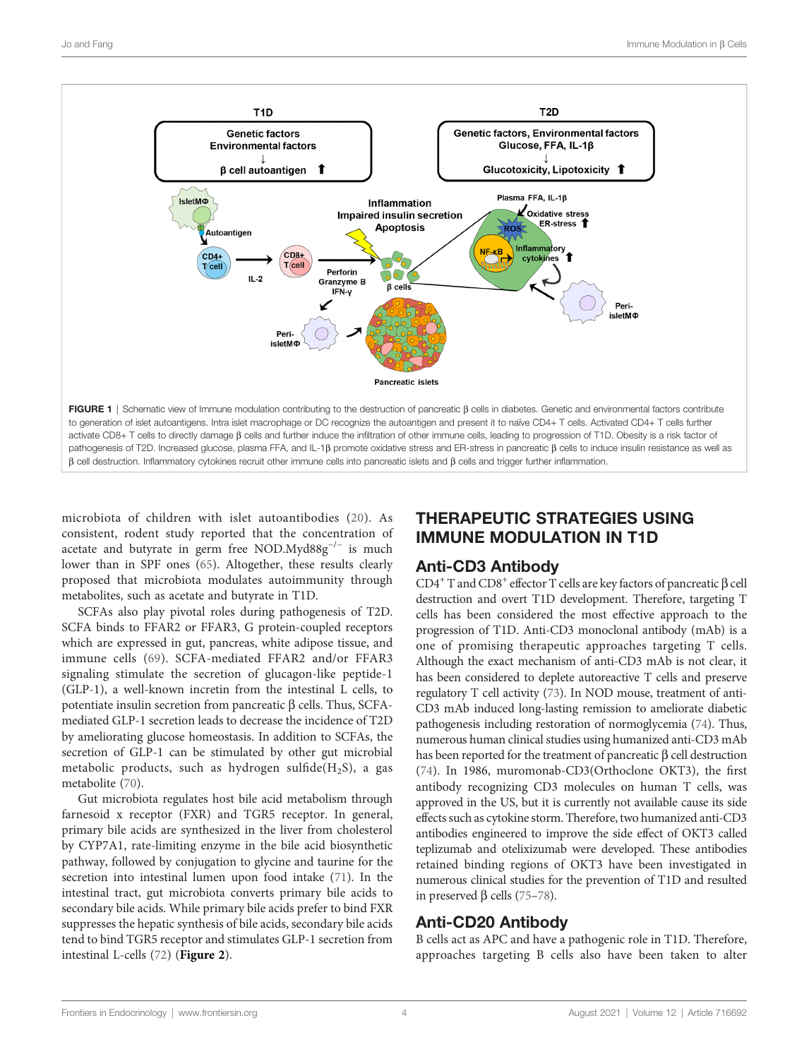FIGURE 1 | Schematic view of Immune modulation contributing to the destruction of pancreatic β cells in diabetes. Genetic and environmental factors contribute to generation of islet autoantigens. Intra islet macrophage or DC recognize the autoantigen and present it to naïve CD4+ T cells. Activated CD4+ T cells further activate CD8+ T cells to directly damage β cells and further induce the infiltration of other immune cells, leading to progression of T1D. Obesity is a risk factor of pathogenesis of T2D. Increased glucose, plasma FFA, and IL-1β promote oxidative stress and ER-stress in pancreatic β cells to induce insulin resistance as well as β cell destruction. Inflammatory cytokines recruit other immune cells into pancreatic islets and β cells and trigger further inflammation.

microbiota of children with islet autoantibodies (20). As consistent, rodent study reported that the concentration of acetate and butyrate in germ free NOD.Myd88g$^{-/-}$ is much lower than in SPF ones (65). Altogether, these results clearly proposed that microbiota modulates autoimmunity through metabolites, such as acetate and butyrate in T1D.

SCFAs also play pivotal roles during pathogenesis of T2D. SCFA binds to FFAR2 or FFAR3, G protein-coupled receptors which are expressed in gut, pancreas, white adipose tissue, and immune cells (69). SCFA-mediated FFAR2 and/or FFAR3 signaling stimulate the secretion of glucagon-like peptide-1 (GLP-1), a well-known incretin from the intestinal L cells, to potentiate insulin secretion from pancreatic β cells. Thus, SCFA-mediated GLP-1 secretion leads to decrease the incidence of T2D by ameliorating glucose homeostasis. In addition to SCFAs, the secretion of GLP-1 can be stimulated by other gut microbial metabolic products, such as hydrogen sulfide($H_2S$), a gas metabolite (70).

Gut microbiota regulates host bile acid metabolism through farnesoid x receptor (FXR) and TGR5 receptor. In general, primary bile acids are synthesized in the liver from cholesterol by CYP7A1, rate-limiting enzyme in the bile acid biosynthetic pathway, followed by conjugation to glycine and taurine for the secretion into intestinal lumen upon food intake (71). In the intestinal tract, gut microbiota converts primary bile acids to secondary bile acids. While primary bile acids prefer to bind FXR suppresses the hepatic synthesis of bile acids, secondary bile acids tend to bind TGR5 receptor and stimulates GLP-1 secretion from intestinal L-cells (72) (**Figure 2**).

## THERAPEUTIC STRATEGIES USING IMMUNE MODULATION IN T1D

### Anti-CD3 Antibody

CD4$^+$ T and CD8$^+$ effector T cells are key factors of pancreatic β cell destruction and overt T1D development. Therefore, targeting T cells has been considered the most effective approach to the progression of T1D. Anti-CD3 monoclonal antibody (mAb) is a one of promising therapeutic approaches targeting T cells. Although the exact mechanism of anti-CD3 mAb is not clear, it has been considered to deplete autoreactive T cells and preserve regulatory T cell activity (73). In NOD mouse, treatment of anti-CD3 mAb induced long-lasting remission to ameliorate diabetic pathogenesis including restoration of normoglycemia (74). Thus, numerous human clinical studies using humanized anti-CD3 mAb has been reported for the treatment of pancreatic β cell destruction (74). In 1986, muromonab-CD3(Orthoclone OKT3), the first antibody recognizing CD3 molecules on human T cells, was approved in the US, but it is currently not available cause its side effects such as cytokine storm. Therefore, two humanized anti-CD3 antibodies engineered to improve the side effect of OKT3 called teplizumab and otelixizumab were developed. These antibodies retained binding regions of OKT3 have been investigated in numerous clinical studies for the prevention of T1D and resulted in preserved β cells (75–78).

### Anti-CD20 Antibody

B cells act as APC and have a pathogenic role in T1D. Therefore, approaches targeting B cells also have been taken to alter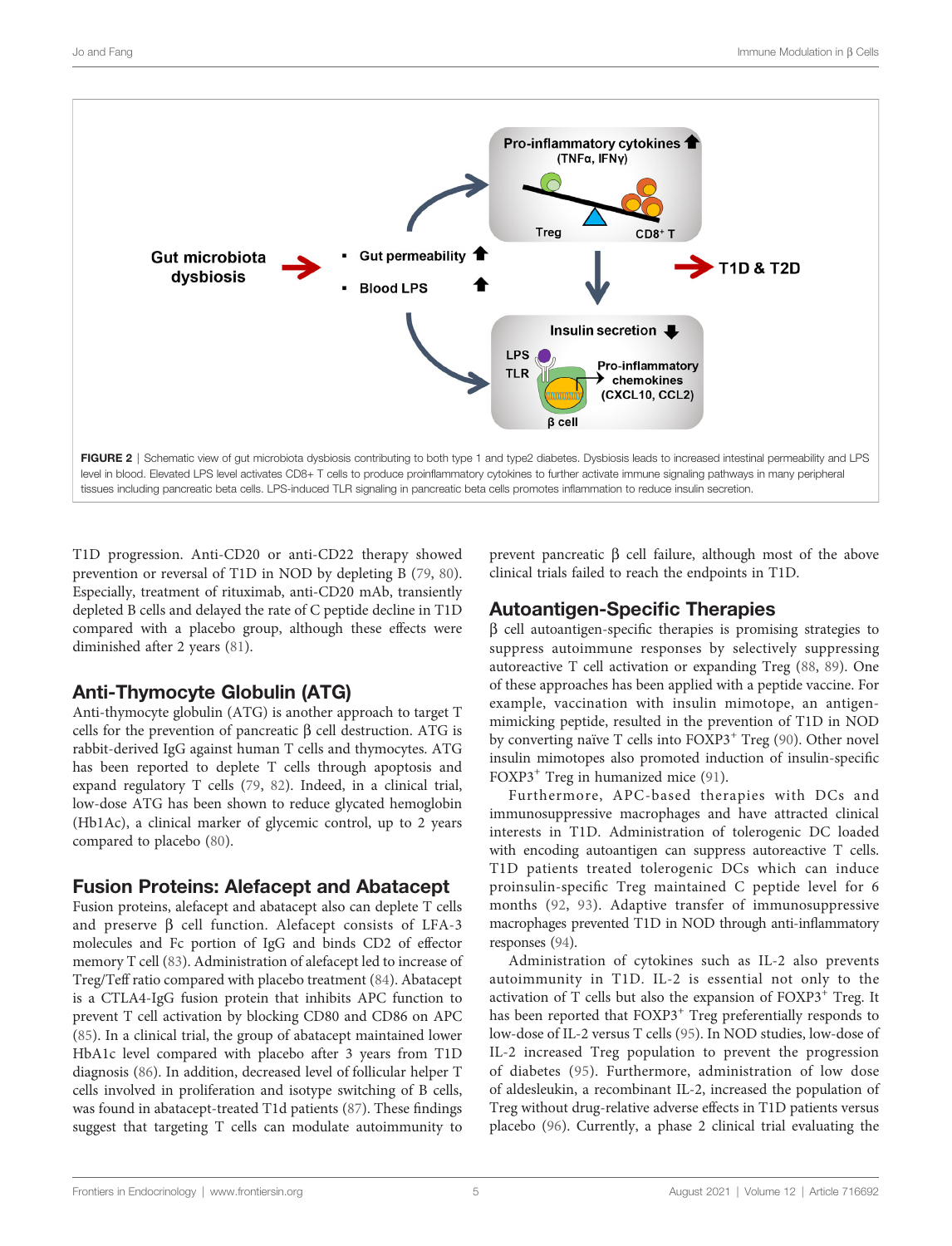FIGURE 2 | Schematic view of gut microbiota dysbiosis contributing to both type 1 and type2 diabetes. Dysbiosis leads to increased intestinal permeability and LPS level in blood. Elevated LPS level activates CD8+ T cells to produce proinflammatory cytokines to further activate immune signaling pathways in many peripheral tissues including pancreatic beta cells. LPS-induced TLR signaling in pancreatic beta cells promotes inflammation to reduce insulin secretion.

T1D progression. Anti-CD20 or anti-CD22 therapy showed prevention or reversal of T1D in NOD by depleting B (79, 80). Especially, treatment of rituximab, anti-CD20 mAb, transiently depleted B cells and delayed the rate of C peptide decline in T1D compared with a placebo group, although these effects were diminished after 2 years (81).

## Anti-Thymocyte Globulin (ATG)

Anti-thymocyte globulin (ATG) is another approach to target T cells for the prevention of pancreatic β cell destruction. ATG is rabbit-derived IgG against human T cells and thymocytes. ATG has been reported to deplete T cells through apoptosis and expand regulatory T cells (79, 82). Indeed, in a clinical trial, low-dose ATG has been shown to reduce glycated hemoglobin (Hb1Ac), a clinical marker of glycemic control, up to 2 years compared to placebo (80).

## Fusion Proteins: Alefacept and Abatacept

Fusion proteins, alefacept and abatacept also can deplete T cells and preserve β cell function. Alefacept consists of LFA-3 molecules and Fc portion of IgG and binds CD2 of effector memory T cell (83). Administration of alefacept led to increase of Treg/Teff ratio compared with placebo treatment (84). Abatacept is a CTLA4-IgG fusion protein that inhibits APC function to prevent T cell activation by blocking CD80 and CD86 on APC (85). In a clinical trial, the group of abatacept maintained lower HbA1c level compared with placebo after 3 years from T1D diagnosis (86). In addition, decreased level of follicular helper T cells involved in proliferation and isotype switching of B cells, was found in abatacept-treated T1d patients (87). These findings suggest that targeting T cells can modulate autoimmunity to prevent pancreatic β cell failure, although most of the above clinical trials failed to reach the endpoints in T1D.

## Autoantigen-Specific Therapies

β cell autoantigen-specific therapies is promising strategies to suppress autoimmune responses by selectively suppressing autoreactive T cell activation or expanding Treg (88, 89). One of these approaches has been applied with a peptide vaccine. For example, vaccination with insulin mimotope, an antigen-mimicking peptide, resulted in the prevention of T1D in NOD by converting naïve T cells into FOXP3$^+$ Treg (90). Other novel insulin mimotopes also promoted induction of insulin-specific FOXP3$^+$ Treg in humanized mice (91).

Furthermore, APC-based therapies with DCs and immunosuppressive macrophages and have attracted clinical interests in T1D. Administration of tolerogenic DC loaded with encoding autoantigen can suppress autoreactive T cells. T1D patients treated tolerogenic DCs which can induce proinsulin-specific Treg maintained C peptide level for 6 months (92, 93). Adaptive transfer of immunosuppressive macrophages prevented T1D in NOD through anti-inflammatory responses (94).

Administration of cytokines such as IL-2 also prevents autoimmunity in T1D. IL-2 is essential not only to the activation of T cells but also the expansion of FOXP3$^+$ Treg. It has been reported that FOXP3$^+$ Treg preferentially responds to low-dose of IL-2 versus T cells (95). In NOD studies, low-dose of IL-2 increased Treg population to prevent the progression of diabetes (95). Furthermore, administration of low dose of aldesleukin, a recombinant IL-2, increased the population of Treg without drug-relative adverse effects in T1D patients versus placebo (96). Currently, a phase 2 clinical trial evaluating the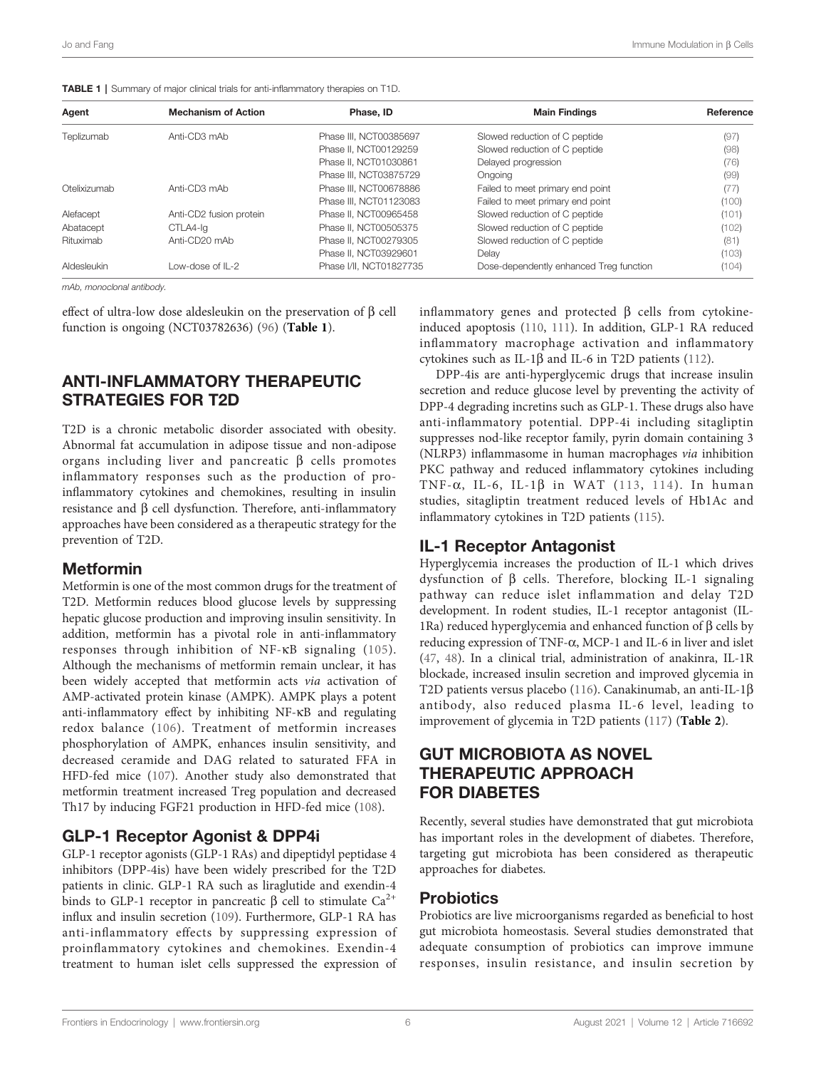**TABLE 1** | Summary of major clinical trials for anti-inflammatory therapies on T1D.

| Agent | Mechanism of Action | Phase, ID | Main Findings | Reference |
|---|---|---|---|---|
| Teplizumab | Anti-CD3 mAb | Phase III, NCT00385697 | Slowed reduction of C peptide | (97) |
| | | Phase II, NCT00129259 | Slowed reduction of C peptide | (98) |
| | | Phase II, NCT01030861 | Delayed progression | (76) |
| | | Phase III, NCT03875729 | Ongoing | (99) |
| Otelixizumab | Anti-CD3 mAb | Phase III, NCT00678886 | Failed to meet primary end point | (77) |
| | | Phase III, NCT01123083 | Failed to meet primary end point | (100) |
| Alefacept | Anti-CD2 fusion protein | Phase II, NCT00965458 | Slowed reduction of C peptide | (101) |
| Abatacept | CTLA4-Ig | Phase II, NCT00505375 | Slowed reduction of C peptide | (102) |
| Rituximab | Anti-CD20 mAb | Phase II, NCT00279305 | Slowed reduction of C peptide | (81) |
| | | Phase II, NCT03929601 | Delay | (103) |
| Aldesleukin | Low-dose of IL-2 | Phase I/II, NCT01827735 | Dose-dependently enhanced Treg function | (104) |

*mAb, monoclonal antibody.*

effect of ultra-low dose aldesleukin on the preservation of β cell function is ongoing (NCT03782636) (96) (**Table 1**).

## ANTI-INFLAMMATORY THERAPEUTIC STRATEGIES FOR T2D

T2D is a chronic metabolic disorder associated with obesity. Abnormal fat accumulation in adipose tissue and non-adipose organs including liver and pancreatic β cells promotes inflammatory responses such as the production of pro-inflammatory cytokines and chemokines, resulting in insulin resistance and β cell dysfunction. Therefore, anti-inflammatory approaches have been considered as a therapeutic strategy for the prevention of T2D.

### Metformin

Metformin is one of the most common drugs for the treatment of T2D. Metformin reduces blood glucose levels by suppressing hepatic glucose production and improving insulin sensitivity. In addition, metformin has a pivotal role in anti-inflammatory responses through inhibition of NF-κB signaling (105). Although the mechanisms of metformin remain unclear, it has been widely accepted that metformin acts *via* activation of AMP-activated protein kinase (AMPK). AMPK plays a potent anti-inflammatory effect by inhibiting NF-κB and regulating redox balance (106). Treatment of metformin increases phosphorylation of AMPK, enhances insulin sensitivity, and decreased ceramide and DAG related to saturated FFA in HFD-fed mice (107). Another study also demonstrated that metformin treatment increased Treg population and decreased Th17 by inducing FGF21 production in HFD-fed mice (108).

### GLP-1 Receptor Agonist & DPP4i

GLP-1 receptor agonists (GLP-1 RAs) and dipeptidyl peptidase 4 inhibitors (DPP-4is) have been widely prescribed for the T2D patients in clinic. GLP-1 RA such as liraglutide and exendin-4 binds to GLP-1 receptor in pancreatic β cell to stimulate $Ca^{2+}$ influx and insulin secretion (109). Furthermore, GLP-1 RA has anti-inflammatory effects by suppressing expression of proinflammatory cytokines and chemokines. Exendin-4 treatment to human islet cells suppressed the expression of inflammatory genes and protected β cells from cytokine-induced apoptosis (110, 111). In addition, GLP-1 RA reduced inflammatory macrophage activation and inflammatory cytokines such as IL-1β and IL-6 in T2D patients (112).

DPP-4is are anti-hyperglycemic drugs that increase insulin secretion and reduce glucose level by preventing the activity of DPP-4 degrading incretins such as GLP-1. These drugs also have anti-inflammatory potential. DPP-4i including sitagliptin suppresses nod-like receptor family, pyrin domain containing 3 (NLRP3) inflammasome in human macrophages *via* inhibition PKC pathway and reduced inflammatory cytokines including TNF-α, IL-6, IL-1β in WAT (113, 114). In human studies, sitagliptin treatment reduced levels of Hb1Ac and inflammatory cytokines in T2D patients (115).

### IL-1 Receptor Antagonist

Hyperglycemia increases the production of IL-1 which drives dysfunction of β cells. Therefore, blocking IL-1 signaling pathway can reduce islet inflammation and delay T2D development. In rodent studies, IL-1 receptor antagonist (IL-1Ra) reduced hyperglycemia and enhanced function of β cells by reducing expression of TNF-α, MCP-1 and IL-6 in liver and islet (47, 48). In a clinical trial, administration of anakinra, IL-1R blockade, increased insulin secretion and improved glycemia in T2D patients versus placebo (116). Canakinumab, an anti-IL-1β antibody, also reduced plasma IL-6 level, leading to improvement of glycemia in T2D patients (117) (**Table 2**).

## GUT MICROBIOTA AS NOVEL THERAPEUTIC APPROACH FOR DIABETES

Recently, several studies have demonstrated that gut microbiota has important roles in the development of diabetes. Therefore, targeting gut microbiota has been considered as therapeutic approaches for diabetes.

### Probiotics

Probiotics are live microorganisms regarded as beneficial to host gut microbiota homeostasis. Several studies demonstrated that adequate consumption of probiotics can improve immune responses, insulin resistance, and insulin secretion by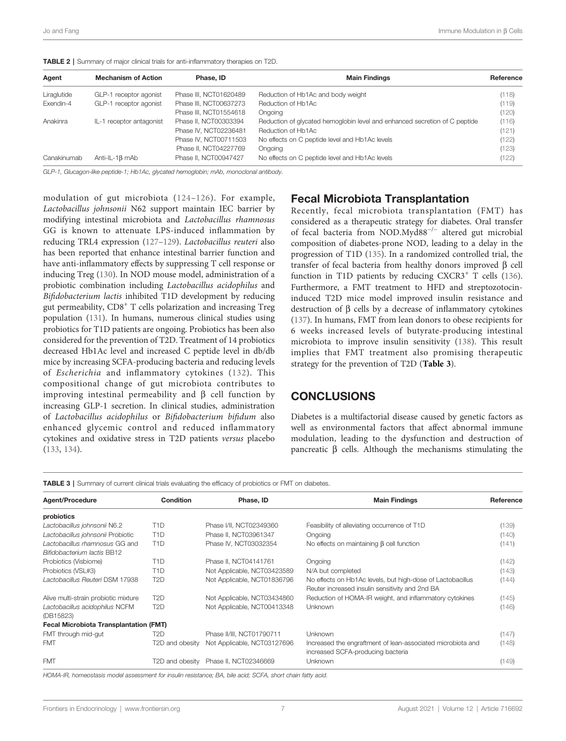**TABLE 2** | Summary of major clinical trials for anti-inflammatory therapies on T2D.

| Agent | Mechanism of Action | Phase, ID | Main Findings | Reference |
|---|---|---|---|---|
| Liraglutide | GLP-1 receptor agonist | Phase III, NCT01620489 | Reduction of Hb1Ac and body weight | (118) |
| Exendin-4 | GLP-1 receptor agonist | Phase III, NCT00637273 | Reduction of Hb1Ac | (119) |
| | | Phase III, NCT01554618 | Ongoing | (120) |
| Anakinra | IL-1 receptor antagonist | Phase II, NCT00303394 | Reduction of glycated hemoglobin level and enhanced secretion of C peptide | (116) |
| | | Phase IV, NCT02236481 | Reduction of Hb1Ac | (121) |
| | | Phase IV, NCT00711503 | No effects on C peptide level and Hb1Ac levels | (122) |
| | | Phase II, NCT04227769 | Ongoing | (123) |
| Canakinumab | Anti-IL-1β mAb | Phase II, NCT00947427 | No effects on C peptide level and Hb1Ac levels | (122) |

GLP-1, Glucagon-like peptide-1; Hb1Ac, glycated hemoglobin; mAb, monoclonal antibody.

modulation of gut microbiota (124–126). For example, *Lactobacillus johnsonii* N62 support maintain IEC barrier by modifying intestinal microbiota and *Lactobacillus rhamnosus* GG is known to attenuate LPS-induced inflammation by reducing TRL4 expression (127–129). *Lactobacillus reuteri* also has been reported that enhance intestinal barrier function and have anti-inflammatory effects by suppressing T cell response or inducing Treg (130). In NOD mouse model, administration of a probiotic combination including *Lactobacillus acidophilus* and *Bifidobacterium lactis* inhibited T1D development by reducing gut permeability, CD8$^+$ T cells polarization and increasing Treg population (131). In humans, numerous clinical studies using probiotics for T1D patients are ongoing. Probiotics has been also considered for the prevention of T2D. Treatment of 14 probiotics decreased Hb1Ac level and increased C peptide level in db/db mice by increasing SCFA-producing bacteria and reducing levels of *Escherichia* and inflammatory cytokines (132). This compositional change of gut microbiota contributes to improving intestinal permeability and β cell function by increasing GLP-1 secretion. In clinical studies, administration of *Lactobacillus acidophilus* or *Bifidobacterium bifidum* also enhanced glycemic control and reduced inflammatory cytokines and oxidative stress in T2D patients *versus* placebo (133, 134).

## Fecal Microbiota Transplantation

Recently, fecal microbiota transplantation (FMT) has considered as a therapeutic strategy for diabetes. Oral transfer of fecal bacteria from NOD.Myd88$^{-/-}$ altered gut microbial composition of diabetes-prone NOD, leading to a delay in the progression of T1D (135). In a randomized controlled trial, the transfer of fecal bacteria from healthy donors improved β cell function in T1D patients by reducing CXCR3$^+$ T cells (136). Furthermore, a FMT treatment to HFD and streptozotocin-induced T2D mice model improved insulin resistance and destruction of β cells by a decrease of inflammatory cytokines (137). In humans, FMT from lean donors to obese recipients for 6 weeks increased levels of butyrate-producing intestinal microbiota to improve insulin sensitivity (138). This result implies that FMT treatment also promising therapeutic strategy for the prevention of T2D (**Table 3**).

## CONCLUSIONS

Diabetes is a multifactorial disease caused by genetic factors as well as environmental factors that affect abnormal immune modulation, leading to the dysfunction and destruction of pancreatic β cells. Although the mechanisms stimulating the

**TABLE 3** | Summary of current clinical trials evaluating the efficacy of probiotics or FMT on diabetes.

| Agent/Procedure | Condition | Phase, ID | Main Findings | Reference |
|---|---|---|---|---|
| **probiotics** | | | | |
| *Lactobacillus johnsonii* N6.2 | T1D | Phase I/II, NCT02349360 | Feasibility of alleviating occurrence of T1D | (139) |
| *Lactobacillus johnsonii* Probiotic | T1D | Phase II, NCT03961347 | Ongoing | (140) |
| *Lactobacillus rhamnosus* GG and *Bifidobacterium lactis* BB12 | T1D | Phase IV, NCT03032354 | No effects on maintaining β cell function | (141) |
| Probiotics (Visbiome) | T1D | Phase II, NCT04141761 | Ongoing | (142) |
| Probiotics (VSL#3) | T1D | Not Applicable, NCT03423589 | N/A but completed | (143) |
| *Lactobacillus Reuteri* DSM 17938 | T2D | Not Applicable, NCT01836796 | No effects on Hb1Ac levels, but high-dose of Lactobacillus Reuter increased insulin sensitivity and 2nd BA | (144) |
| Alive multi-strain probiotic mixture | T2D | Not Applicable, NCT03434860 | Reduction of HOMA-IR weight, and inflammatory cytokines | (145) |
| *Lactobacillus acidophilus* NCFM (DB15823) | T2D | Not Applicable, NCT00413348 | Unknown | (146) |
| **Fecal Microbiota Transplantation (FMT)** | | | | |
| FMT through mid-gut | T2D | Phase II/III, NCT01790711 | Unknown | (147) |
| FMT | T2D and obesity | Not Applicable, NCT03127696 | Increased the engraftment of lean-associated microbiota and increased SCFA-producing bacteria | (148) |
| FMT | T2D and obesity | Phase II, NCT02346669 | Unknown | (149) |

HOMA-IR, homeostasis model assessment for insulin resistance; BA, bile acid; SCFA, short chain fatty acid.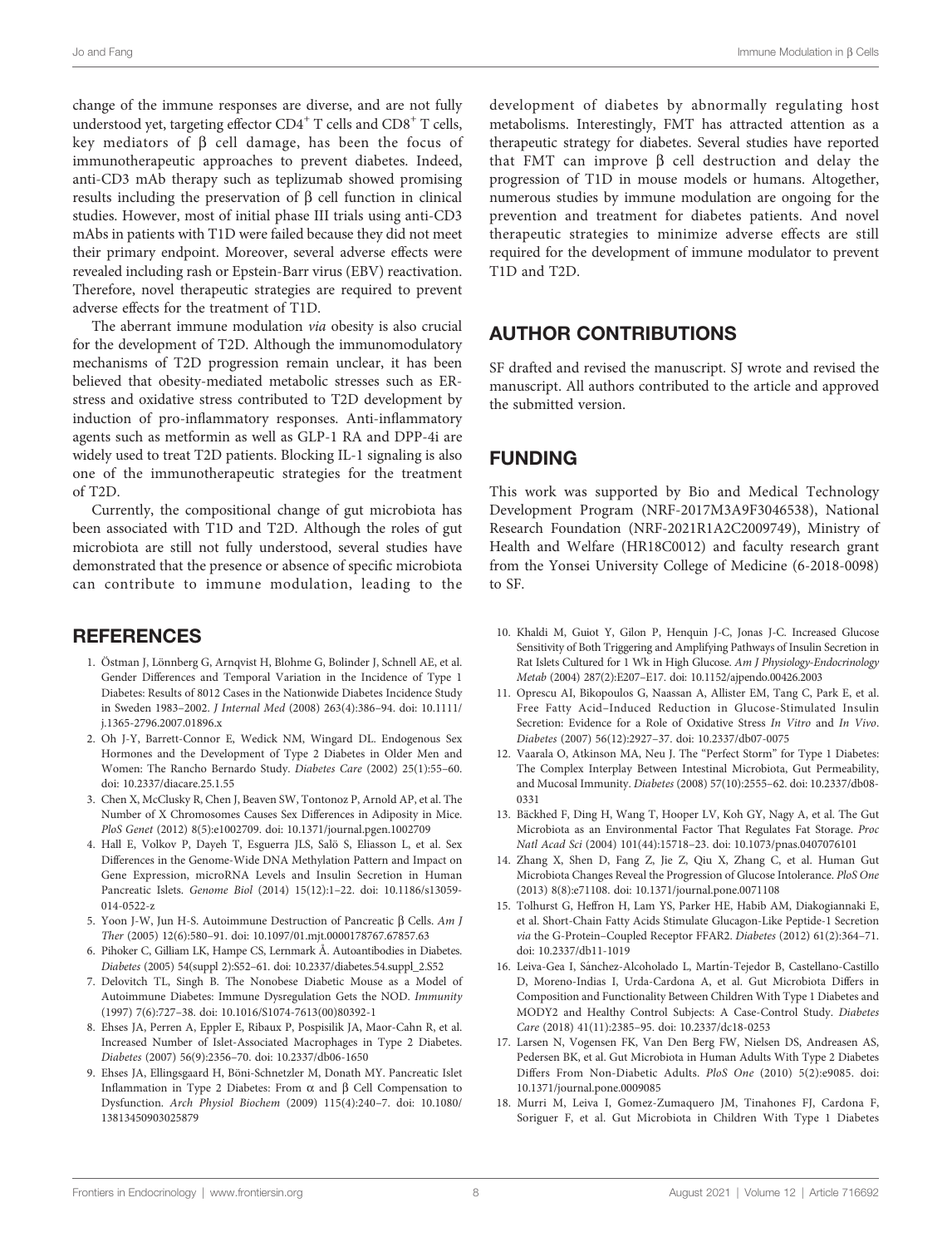change of the immune responses are diverse, and are not fully understood yet, targeting effector $CD4^+$ T cells and $CD8^+$ T cells, key mediators of β cell damage, has been the focus of immunotherapeutic approaches to prevent diabetes. Indeed, anti-CD3 mAb therapy such as teplizumab showed promising results including the preservation of β cell function in clinical studies. However, most of initial phase III trials using anti-CD3 mAbs in patients with T1D were failed because they did not meet their primary endpoint. Moreover, several adverse effects were revealed including rash or Epstein-Barr virus (EBV) reactivation. Therefore, novel therapeutic strategies are required to prevent adverse effects for the treatment of T1D.

The aberrant immune modulation *via* obesity is also crucial for the development of T2D. Although the immunomodulatory mechanisms of T2D progression remain unclear, it has been believed that obesity-mediated metabolic stresses such as ER-stress and oxidative stress contributed to T2D development by induction of pro-inflammatory responses. Anti-inflammatory agents such as metformin as well as GLP-1 RA and DPP-4i are widely used to treat T2D patients. Blocking IL-1 signaling is also one of the immunotherapeutic strategies for the treatment of T2D.

Currently, the compositional change of gut microbiota has been associated with T1D and T2D. Although the roles of gut microbiota are still not fully understood, several studies have demonstrated that the presence or absence of specific microbiota can contribute to immune modulation, leading to the development of diabetes by abnormally regulating host metabolisms. Interestingly, FMT has attracted attention as a therapeutic strategy for diabetes. Several studies have reported that FMT can improve β cell destruction and delay the progression of T1D in mouse models or humans. Altogether, numerous studies by immune modulation are ongoing for the prevention and treatment for diabetes patients. And novel therapeutic strategies to minimize adverse effects are still required for the development of immune modulator to prevent T1D and T2D.

## AUTHOR CONTRIBUTIONS

SF drafted and revised the manuscript. SJ wrote and revised the manuscript. All authors contributed to the article and approved the submitted version.

## FUNDING

This work was supported by Bio and Medical Technology Development Program (NRF-2017M3A9F3046538), National Research Foundation (NRF-2021R1A2C2009749), Ministry of Health and Welfare (HR18C0012) and faculty research grant from the Yonsei University College of Medicine (6-2018-0098) to SF.

## REFERENCES

1. Östman J, Lönnberg G, Arnqvist H, Blohme G, Bolinder J, Schnell AE, et al. Gender Differences and Temporal Variation in the Incidence of Type 1 Diabetes: Results of 8012 Cases in the Nationwide Diabetes Incidence Study in Sweden 1983–2002. *J Internal Med* (2008) 263(4):386–94. doi: 10.1111/j.1365-2796.2007.01896.x
2. Oh J-Y, Barrett-Connor E, Wedick NM, Wingard DL. Endogenous Sex Hormones and the Development of Type 2 Diabetes in Older Men and Women: The Rancho Bernardo Study. *Diabetes Care* (2002) 25(1):55–60. doi: 10.2337/diacare.25.1.55
3. Chen X, McClusky R, Chen J, Beaven SW, Tontonoz P, Arnold AP, et al. The Number of X Chromosomes Causes Sex Differences in Adiposity in Mice. *PloS Genet* (2012) 8(5):e1002709. doi: 10.1371/journal.pgen.1002709
4. Hall E, Volkov P, Dayeh T, Esguerra JLS, Salö S, Eliasson L, et al. Sex Differences in the Genome-Wide DNA Methylation Pattern and Impact on Gene Expression, microRNA Levels and Insulin Secretion in Human Pancreatic Islets. *Genome Biol* (2014) 15(12):1–22. doi: 10.1186/s13059-014-0522-z
5. Yoon J-W, Jun H-S. Autoimmune Destruction of Pancreatic β Cells. *Am J Ther* (2005) 12(6):580–91. doi: 10.1097/01.mjt.0000178767.67857.63
6. Pihoker C, Gilliam LK, Hampe CS, Lernmark Å. Autoantibodies in Diabetes. *Diabetes* (2005) 54(suppl 2):S52–61. doi: 10.2337/diabetes.54.suppl_2.S52
7. Delovitch TL, Singh B. The Nonobese Diabetic Mouse as a Model of Autoimmune Diabetes: Immune Dysregulation Gets the NOD. *Immunity* (1997) 7(6):727–38. doi: 10.1016/S1074-7613(00)80392-1
8. Ehses JA, Perren A, Eppler E, Ribaux P, Pospisilik JA, Maor-Cahn R, et al. Increased Number of Islet-Associated Macrophages in Type 2 Diabetes. *Diabetes* (2007) 56(9):2356–70. doi: 10.2337/db06-1650
9. Ehses JA, Ellingsgaard H, Böni-Schnetzler M, Donath MY. Pancreatic Islet Inflammation in Type 2 Diabetes: From α and β Cell Compensation to Dysfunction. *Arch Physiol Biochem* (2009) 115(4):240–7. doi: 10.1080/13813450903025879
10. Khaldi M, Guiot Y, Gilon P, Henquin J-C, Jonas J-C. Increased Glucose Sensitivity of Both Triggering and Amplifying Pathways of Insulin Secretion in Rat Islets Cultured for 1 Wk in High Glucose. *Am J Physiology-Endocrinology Metab* (2004) 287(2):E207–E17. doi: 10.1152/ajpendo.00426.2003
11. Oprescu AI, Bikopoulos G, Naassan A, Allister EM, Tang C, Park E, et al. Free Fatty Acid–Induced Reduction in Glucose-Stimulated Insulin Secretion: Evidence for a Role of Oxidative Stress *In Vitro* and *In Vivo*. *Diabetes* (2007) 56(12):2927–37. doi: 10.2337/db07-0075
12. Vaarala O, Atkinson MA, Neu J. The "Perfect Storm" for Type 1 Diabetes: The Complex Interplay Between Intestinal Microbiota, Gut Permeability, and Mucosal Immunity. *Diabetes* (2008) 57(10):2555–62. doi: 10.2337/db08-0331
13. Bäckhed F, Ding H, Wang T, Hooper LV, Koh GY, Nagy A, et al. The Gut Microbiota as an Environmental Factor That Regulates Fat Storage. *Proc Natl Acad Sci* (2004) 101(44):15718–23. doi: 10.1073/pnas.0407076101
14. Zhang X, Shen D, Fang Z, Jie Z, Qiu X, Zhang C, et al. Human Gut Microbiota Changes Reveal the Progression of Glucose Intolerance. *PloS One* (2013) 8(8):e71108. doi: 10.1371/journal.pone.0071108
15. Tolhurst G, Heffron H, Lam YS, Parker HE, Habib AM, Diakogiannaki E, et al. Short-Chain Fatty Acids Stimulate Glucagon-Like Peptide-1 Secretion *via* the G-Protein–Coupled Receptor FFAR2. *Diabetes* (2012) 61(2):364–71. doi: 10.2337/db11-1019
16. Leiva-Gea I, Sánchez-Alcoholado L, Martín-Tejedor B, Castellano-Castillo D, Moreno-Indias I, Urda-Cardona A, et al. Gut Microbiota Differs in Composition and Functionality Between Children With Type 1 Diabetes and MODY2 and Healthy Control Subjects: A Case-Control Study. *Diabetes Care* (2018) 41(11):2385–95. doi: 10.2337/dc18-0253
17. Larsen N, Vogensen FK, Van Den Berg FW, Nielsen DS, Andreasen AS, Pedersen BK, et al. Gut Microbiota in Human Adults With Type 2 Diabetes Differs From Non-Diabetic Adults. *PloS One* (2010) 5(2):e9085. doi: 10.1371/journal.pone.0009085
18. Murri M, Leiva I, Gomez-Zumaquero JM, Tinahones FJ, Cardona F, Soriguer F, et al. Gut Microbiota in Children With Type 1 Diabetes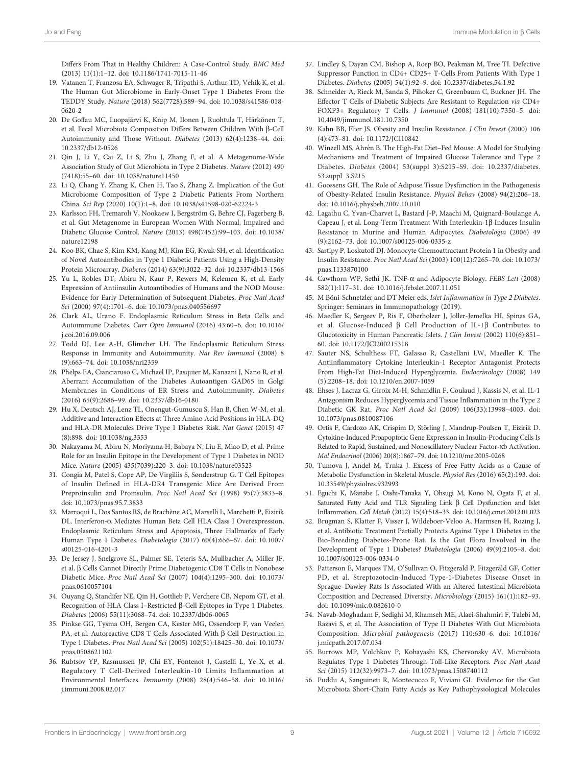Differs From That in Healthy Children: A Case-Control Study. *BMC Med* (2013) 11(1):1–12. doi: 10.1186/1741-7015-11-46

19. Vatanen T, Franzosa EA, Schwager R, Tripathi S, Arthur TD, Vehik K, et al. The Human Gut Microbiome in Early-Onset Type 1 Diabetes From the TEDDY Study. *Nature* (2018) 562(7728):589–94. doi: 10.1038/s41586-018-0620-2
20. De Goffau MC, Luopajärvi K, Knip M, Ilonen J, Ruohtula T, Härkönen T, et al. Fecal Microbiota Composition Differs Between Children With β-Cell Autoimmunity and Those Without. *Diabetes* (2013) 62(4):1238–44. doi: 10.2337/db12-0526
21. Qin J, Li Y, Cai Z, Li S, Zhu J, Zhang F, et al. A Metagenome-Wide Association Study of Gut Microbiota in Type 2 Diabetes. *Nature* (2012) 490 (7418):55–60. doi: 10.1038/nature11450
22. Li Q, Chang Y, Zhang K, Chen H, Tao S, Zhang Z. Implication of the Gut Microbiome Composition of Type 2 Diabetic Patients From Northern China. *Sci Rep* (2020) 10(1):1–8. doi: 10.1038/s41598-020-62224-3
23. Karlsson FH, Tremaroli V, Nookaew I, Bergström G, Behre CJ, Fagerberg B, et al. Gut Metagenome in European Women With Normal, Impaired and Diabetic Glucose Control. *Nature* (2013) 498(7452):99–103. doi: 10.1038/nature12198
24. Koo BK, Chae S, Kim KM, Kang MJ, Kim EG, Kwak SH, et al. Identification of Novel Autoantibodies in Type 1 Diabetic Patients Using a High-Density Protein Microarray. *Diabetes* (2014) 63(9):3022–32. doi: 10.2337/db13-1566
25. Yu L, Robles DT, Abiru N, Kaur P, Rewers M, Kelemen K, et al. Early Expression of Antiinsulin Autoantibodies of Humans and the NOD Mouse: Evidence for Early Determination of Subsequent Diabetes. *Proc Natl Acad Sci* (2000) 97(4):1701–6. doi: 10.1073/pnas.040556697
26. Clark AL, Urano F. Endoplasmic Reticulum Stress in Beta Cells and Autoimmune Diabetes. *Curr Opin Immunol* (2016) 43:60–6. doi: 10.1016/j.coi.2016.09.006
27. Todd DJ, Lee A-H, Glimcher LH. The Endoplasmic Reticulum Stress Response in Immunity and Autoimmunity. *Nat Rev Immunol* (2008) 8 (9):663–74. doi: 10.1038/nri2359
28. Phelps EA, Cianciaruso C, Michael IP, Pasquier M, Kanaani J, Nano R, et al. Aberrant Accumulation of the Diabetes Autoantigen GAD65 in Golgi Membranes in Conditions of ER Stress and Autoimmunity. *Diabetes* (2016) 65(9):2686–99. doi: 10.2337/db16-0180
29. Hu X, Deutsch AJ, Lenz TL, Onengut-Gumuscu S, Han B, Chen W-M, et al. Additive and Interaction Effects at Three Amino Acid Positions in HLA-DQ and HLA-DR Molecules Drive Type 1 Diabetes Risk. *Nat Genet* (2015) 47 (8):898. doi: 10.1038/ng.3353
30. Nakayama M, Abiru N, Moriyama H, Babaya N, Liu E, Miao D, et al. Prime Role for an Insulin Epitope in the Development of Type 1 Diabetes in NOD Mice. *Nature* (2005) 435(7039):220–3. doi: 10.1038/nature03523
31. Congia M, Patel S, Cope AP, De Virgiliis S, Sønderstrup G. T Cell Epitopes of Insulin Defined in HLA-DR4 Transgenic Mice Are Derived From Preproinsulin and Proinsulin. *Proc Natl Acad Sci* (1998) 95(7):3833–8. doi: 10.1073/pnas.95.7.3833
32. Marroqui L, Dos Santos RS, de Brachène AC, Marselli L, Marchetti P, Eizirik DL. Interferon-α Mediates Human Beta Cell HLA Class I Overexpression, Endoplasmic Reticulum Stress and Apoptosis, Three Hallmarks of Early Human Type 1 Diabetes. *Diabetologia* (2017) 60(4):656–67. doi: 10.1007/s00125-016-4201-3
33. De Jersey J, Snelgrove SL, Palmer SE, Teteris SA, Mullbacher A, Miller JF, et al. β Cells Cannot Directly Prime Diabetogenic CD8 T Cells in Nonobese Diabetic Mice. *Proc Natl Acad Sci* (2007) 104(4):1295–300. doi: 10.1073/pnas.0610057104
34. Ouyang Q, Standifer NE, Qin H, Gottlieb P, Verchere CB, Nepom GT, et al. Recognition of HLA Class I–Restricted β-Cell Epitopes in Type 1 Diabetes. *Diabetes* (2006) 55(11):3068–74. doi: 10.2337/db06-0065
35. Pinkse GG, Tysma OH, Bergen CA, Kester MG, Ossendorp F, van Veelen PA, et al. Autoreactive CD8 T Cells Associated With β Cell Destruction in Type 1 Diabetes. *Proc Natl Acad Sci* (2005) 102(51):18425–30. doi: 10.1073/pnas.0508621102
36. Rubtsov YP, Rasmussen JP, Chi EY, Fontenot J, Castelli L, Ye X, et al. Regulatory T Cell-Derived Interleukin-10 Limits Inflammation at Environmental Interfaces. *Immunity* (2008) 28(4):546–58. doi: 10.1016/j.immuni.2008.02.017
37. Lindley S, Dayan CM, Bishop A, Roep BO, Peakman M, Tree TI. Defective Suppressor Function in CD4+ CD25+ T-Cells From Patients With Type 1 Diabetes. *Diabetes* (2005) 54(1):92–9. doi: 10.2337/diabetes.54.1.92
38. Schneider A, Rieck M, Sanda S, Pihoker C, Greenbaum C, Buckner JH. The Effector T Cells of Diabetic Subjects Are Resistant to Regulation *via* CD4+ FOXP3+ Regulatory T Cells. *J Immunol* (2008) 181(10):7350–5. doi: 10.4049/jimmunol.181.10.7350
39. Kahn BB, Flier JS. Obesity and Insulin Resistance. *J Clin Invest* (2000) 106 (4):473–81. doi: 10.1172/JCI10842
40. Winzell MS, Ahrén B. The High-Fat Diet–Fed Mouse: A Model for Studying Mechanisms and Treatment of Impaired Glucose Tolerance and Type 2 Diabetes. *Diabetes* (2004) 53(suppl 3):S215–S9. doi: 10.2337/diabetes.53.suppl_3.S215
41. Goossens GH. The Role of Adipose Tissue Dysfunction in the Pathogenesis of Obesity-Related Insulin Resistance. *Physiol Behav* (2008) 94(2):206–18. doi: 10.1016/j.physbeh.2007.10.010
42. Lagathu C, Yvan-Charvet L, Bastard J-P, Maachi M, Quignard-Boulange A, Capeau J, et al. Long-Term Treatment With Interleukin-1β Induces Insulin Resistance in Murine and Human Adipocytes. *Diabetologia* (2006) 49 (9):2162–73. doi: 10.1007/s00125-006-0335-z
43. Sartipy P, Loskutoff DJ. Monocyte Chemoattractant Protein 1 in Obesity and Insulin Resistance. *Proc Natl Acad Sci* (2003) 100(12):7265–70. doi: 10.1073/pnas.1133870100
44. Cawthorn WP, Sethi JK. TNF-α and Adipocyte Biology. *FEBS Lett* (2008) 582(1):117–31. doi: 10.1016/j.febslet.2007.11.051
45. M Böni-Schnetzler and DT Meier eds. *Islet Inflammation in Type 2 Diabetes*. Springer: Seminars in Immunopathology (2019).
46. Maedler K, Sergeev P, Ris F, Oberholzer J, Joller-Jemelka HI, Spinas GA, et al. Glucose-Induced β Cell Production of IL-1β Contributes to Glucotoxicity in Human Pancreatic Islets. *J Clin Invest* (2002) 110(6):851–60. doi: 10.1172/JCI200215318
47. Sauter NS, Schulthess FT, Galasso R, Castellani LW, Maedler K. The Antiinflammatory Cytokine Interleukin-1 Receptor Antagonist Protects From High-Fat Diet-Induced Hyperglycemia. *Endocrinology* (2008) 149 (5):2208–18. doi: 10.1210/en.2007-1059
48. Ehses J, Lacraz G, Giroix M-H, Schmidlin F, Coulaud J, Kassis N, et al. IL-1 Antagonism Reduces Hyperglycemia and Tissue Inflammation in the Type 2 Diabetic GK Rat. *Proc Natl Acad Sci* (2009) 106(33):13998–4003. doi: 10.1073/pnas.0810087106
49. Ortis F, Cardozo AK, Crispim D, Störling J, Mandrup-Poulsen T, Eizirik D. Cytokine-Induced Proapoptotic Gene Expression in Insulin-Producing Cells Is Related to Rapid, Sustained, and Nonoscillatory Nuclear Factor-κb Activation. *Mol Endocrinol* (2006) 20(8):1867–79. doi: 10.1210/me.2005-0268
50. Tumova J, Andel M, Trnka J. Excess of Free Fatty Acids as a Cause of Metabolic Dysfunction in Skeletal Muscle. *Physiol Res* (2016) 65(2):193. doi: 10.33549/physiolres.932993
51. Eguchi K, Manabe I, Oishi-Tanaka Y, Ohsugi M, Kono N, Ogata F, et al. Saturated Fatty Acid and TLR Signaling Link β Cell Dysfunction and Islet Inflammation. *Cell Metab* (2012) 15(4):518–33. doi: 10.1016/j.cmet.2012.01.023
52. Brugman S, Klatter F, Visser J, Wildeboer-Veloo A, Harmsen H, Rozing J, et al. Antibiotic Treatment Partially Protects Against Type 1 Diabetes in the Bio-Breeding Diabetes-Prone Rat. Is the Gut Flora Involved in the Development of Type 1 Diabetes? *Diabetologia* (2006) 49(9):2105–8. doi: 10.1007/s00125-006-0334-0
53. Patterson E, Marques TM, O'Sullivan O, Fitzgerald P, Fitzgerald GF, Cotter PD, et al. Streptozotocin-Induced Type-1-Diabetes Disease Onset in Sprague–Dawley Rats Is Associated With an Altered Intestinal Microbiota Composition and Decreased Diversity. *Microbiology* (2015) 161(1):182–93. doi: 10.1099/mic.0.082610-0
54. Navab-Moghadam F, Sedighi M, Khamseh ME, Alaei-Shahmiri F, Talebi M, Razavi S, et al. The Association of Type II Diabetes With Gut Microbiota Composition. *Microbial pathogenesis* (2017) 110:630–6. doi: 10.1016/j.micpath.2017.07.034
55. Burrows MP, Volchkov P, Kobayashi KS, Chervonsky AV. Microbiota Regulates Type 1 Diabetes Through Toll-Like Receptors. *Proc Natl Acad Sci* (2015) 112(32):9973–7. doi: 10.1073/pnas.1508740112
56. Puddu A, Sanguineti R, Montecucco F, Viviani GL. Evidence for the Gut Microbiota Short-Chain Fatty Acids as Key Pathophysiological Molecules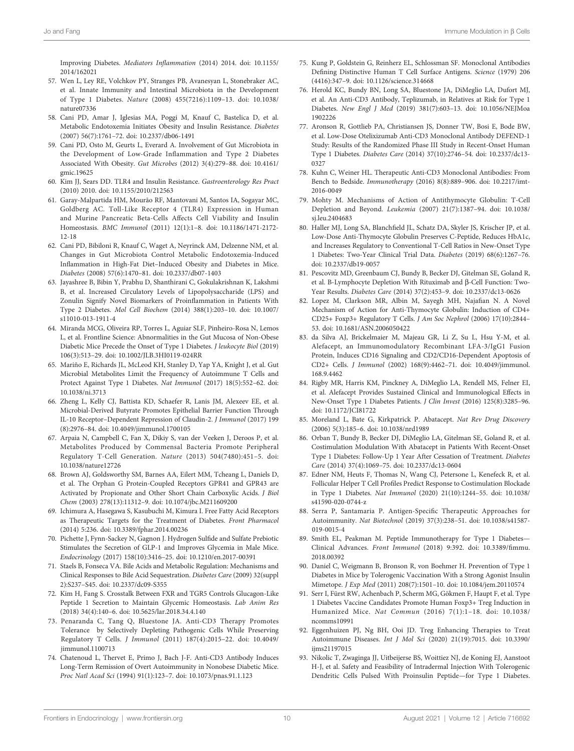Improving Diabetes. *Mediators Inflammation* (2014) 2014. doi: 10.1155/2014/162021

57. Wen L, Ley RE, Volchkov PY, Stranges PB, Avanesyan L, Stonebraker AC, et al. Innate Immunity and Intestinal Microbiota in the Development of Type 1 Diabetes. *Nature* (2008) 455(7216):1109–13. doi: 10.1038/nature07336
58. Cani PD, Amar J, Iglesias MA, Poggi M, Knauf C, Bastelica D, et al. Metabolic Endotoxemia Initiates Obesity and Insulin Resistance. *Diabetes* (2007) 56(7):1761–72. doi: 10.2337/db06-1491
59. Cani PD, Osto M, Geurts L, Everard A. Involvement of Gut Microbiota in the Development of Low-Grade Inflammation and Type 2 Diabetes Associated With Obesity. *Gut Microbes* (2012) 3(4):279–88. doi: 10.4161/gmic.19625
60. Kim JJ, Sears DD. TLR4 and Insulin Resistance. *Gastroenterology Res Pract* (2010) 2010. doi: 10.1155/2010/212563
61. Garay-Malpartida HM, Mourão RF, Mantovani M, Santos IA, Sogayar MC, Goldberg AC. Toll-Like Receptor 4 (TLR4) Expression in Human and Murine Pancreatic Beta-Cells Affects Cell Viability and Insulin Homeostasis. *BMC Immunol* (2011) 12(1):1–8. doi: 10.1186/1471-2172-12-18
62. Cani PD, Bibiloni R, Knauf C, Waget A, Neyrinck AM, Delzenne NM, et al. Changes in Gut Microbiota Control Metabolic Endotoxemia-Induced Inflammation in High-Fat Diet–Induced Obesity and Diabetes in Mice. *Diabetes* (2008) 57(6):1470–81. doi: 10.2337/db07-1403
63. Jayashree B, Bibin Y, Prabhu D, Shanthirani C, Gokulakrishnan K, Lakshmi B, et al. Increased Circulatory Levels of Lipopolysaccharide (LPS) and Zonulin Signify Novel Biomarkers of Proinflammation in Patients With Type 2 Diabetes. *Mol Cell Biochem* (2014) 388(1):203–10. doi: 10.1007/s11010-013-1911-4
64. Miranda MCG, Oliveira RP, Torres L, Aguiar SLF, Pinheiro-Rosa N, Lemos L, et al. Frontline Science: Abnormalities in the Gut Mucosa of Non-Obese Diabetic Mice Precede the Onset of Type 1 Diabetes. *J leukocyte Biol* (2019) 106(3):513–29. doi: 10.1002/JLB.3HI0119-024RR
65. Mariño E, Richards JL, McLeod KH, Stanley D, Yap YA, Knight J, et al. Gut Microbial Metabolites Limit the Frequency of Autoimmune T Cells and Protect Against Type 1 Diabetes. *Nat Immunol* (2017) 18(5):552–62. doi: 10.1038/ni.3713
66. Zheng L, Kelly CJ, Battista KD, Schaefer R, Lanis JM, Alexeev EE, et al. Microbial-Derived Butyrate Promotes Epithelial Barrier Function Through IL-10 Receptor–Dependent Repression of Claudin-2. *J Immunol* (2017) 199(8):2976–84. doi: 10.4049/jimmunol.1700105
67. Arpaia N, Campbell C, Fan X, Dikiy S, van der Veeken J, Deroos P, et al. Metabolites Produced by Commensal Bacteria Promote Peripheral Regulatory T-Cell Generation. *Nature* (2013) 504(7480):451–5. doi: 10.1038/nature12726
68. Brown AJ, Goldsworthy SM, Barnes AA, Eilert MM, Tcheang L, Daniels D, et al. The Orphan G Protein-Coupled Receptors GPR41 and GPR43 are Activated by Propionate and Other Short Chain Carboxylic Acids. *J Biol Chem* (2003) 278(13):11312–9. doi: 10.1074/jbc.M211609200
69. Ichimura A, Hasegawa S, Kasubuchi M, Kimura I. Free Fatty Acid Receptors as Therapeutic Targets for the Treatment of Diabetes. *Front Pharmacol* (2014) 5:236. doi: 10.3389/fphar.2014.00236
70. Pichette J, Fynn-Sackey N, Gagnon J. Hydrogen Sulfide and Sulfate Prebiotic Stimulates the Secretion of GLP-1 and Improves Glycemia in Male Mice. *Endocrinology* (2017) 158(10):3416–25. doi: 10.1210/en.2017-00391
71. Staels B, Fonseca VA. Bile Acids and Metabolic Regulation: Mechanisms and Clinical Responses to Bile Acid Sequestration. *Diabetes Care* (2009) 32(suppl 2):S237–S45. doi: 10.2337/dc09-S355
72. Kim H, Fang S. Crosstalk Between FXR and TGR5 Controls Glucagon-Like Peptide 1 Secretion to Maintain Glycemic Homeostasis. *Lab Anim Res* (2018) 34(4):140–6. doi: 10.5625/lar.2018.34.4.140
73. Penaranda C, Tang Q, Bluestone JA. Anti-CD3 Therapy Promotes Tolerance by Selectively Depleting Pathogenic Cells While Preserving Regulatory T Cells. *J Immunol* (2011) 187(4):2015–22. doi: 10.4049/jimmunol.1100713
74. Chatenoud L, Thervet E, Primo J, Bach J-F. Anti-CD3 Antibody Induces Long-Term Remission of Overt Autoimmunity in Nonobese Diabetic Mice. *Proc Natl Acad Sci* (1994) 91(1):123–7. doi: 10.1073/pnas.91.1.123
75. Kung P, Goldstein G, Reinherz EL, Schlossman SF. Monoclonal Antibodies Defining Distinctive Human T Cell Surface Antigens. *Science* (1979) 206(4416):347–9. doi: 10.1126/science.314668
76. Herold KC, Bundy BN, Long SA, Bluestone JA, DiMeglio LA, Dufort MJ, et al. An Anti-CD3 Antibody, Teplizumab, in Relatives at Risk for Type 1 Diabetes. *New Engl J Med* (2019) 381(7):603–13. doi: 10.1056/NEJMoa1902226
77. Aronson R, Gottlieb PA, Christiansen JS, Donner TW, Bosi E, Bode BW, et al. Low-Dose Otelixizumab Anti-CD3 Monoclonal Antibody DEFEND-1 Study: Results of the Randomized Phase III Study in Recent-Onset Human Type 1 Diabetes. *Diabetes Care* (2014) 37(10):2746–54. doi: 10.2337/dc13-0327
78. Kuhn C, Weiner HL. Therapeutic Anti-CD3 Monoclonal Antibodies: From Bench to Bedside. *Immunotherapy* (2016) 8(8):889–906. doi: 10.2217/imt-2016-0049
79. Mohty M. Mechanisms of Action of Antithymocyte Globulin: T-Cell Depletion and Beyond. *Leukemia* (2007) 21(7):1387–94. doi: 10.1038/sj.leu.2404683
80. Haller MJ, Long SA, Blanchfield JL, Schatz DA, Skyler JS, Krischer JP, et al. Low-Dose Anti-Thymocyte Globulin Preserves C-Peptide, Reduces HbA1c, and Increases Regulatory to Conventional T-Cell Ratios in New-Onset Type 1 Diabetes: Two-Year Clinical Trial Data. *Diabetes* (2019) 68(6):1267–76. doi: 10.2337/db19-0057
81. Pescovitz MD, Greenbaum CJ, Bundy B, Becker DJ, Gitelman SE, Goland R, et al. B-Lymphocyte Depletion With Rituximab and β-Cell Function: Two-Year Results. *Diabetes Care* (2014) 37(2):453–9. doi: 10.2337/dc13-0626
82. Lopez M, Clarkson MR, Albin M, Sayegh MH, Najafian N. A Novel Mechanism of Action for Anti-Thymocyte Globulin: Induction of CD4+ CD25+ Foxp3+ Regulatory T Cells. *J Am Soc Nephrol* (2006) 17(10):2844–53. doi: 10.1681/ASN.2006050422
83. da Silva AJ, Brickelmaier M, Majeau GR, Li Z, Su L, Hsu Y-M, et al. Alefacept, an Immunomodulatory Recombinant LFA-3/IgG1 Fusion Protein, Induces CD16 Signaling and CD2/CD16-Dependent Apoptosis of CD2+ Cells. *J Immunol* (2002) 168(9):4462–71. doi: 10.4049/jimmunol.168.9.4462
84. Rigby MR, Harris KM, Pinckney A, DiMeglio LA, Rendell MS, Felner EI, et al. Alefacept Provides Sustained Clinical and Immunological Effects in New-Onset Type 1 Diabetes Patients. *J Clin Invest* (2016) 125(8):3285–96. doi: 10.1172/JCI81722
85. Moreland L, Bate G, Kirkpatrick P. Abatacept. *Nat Rev Drug Discovery* (2006) 5(3):185–6. doi: 10.1038/nrd1989
86. Orban T, Bundy B, Becker DJ, DiMeglio LA, Gitelman SE, Goland R, et al. Costimulation Modulation With Abatacept in Patients With Recent-Onset Type 1 Diabetes: Follow-Up 1 Year After Cessation of Treatment. *Diabetes Care* (2014) 37(4):1069–75. doi: 10.2337/dc13-0604
87. Edner NM, Heuts F, Thomas N, Wang CJ, Petersone L, Kenefeck R, et al. Follicular Helper T Cell Profiles Predict Response to Costimulation Blockade in Type 1 Diabetes. *Nat Immunol* (2020) 21(10):1244–55. doi: 10.1038/s41590-020-0744-z
88. Serra P, Santamaria P. Antigen-Specific Therapeutic Approaches for Autoimmunity. *Nat Biotechnol* (2019) 37(3):238–51. doi: 10.1038/s41587-019-0015-4
89. Smith EL, Peakman M. Peptide Immunotherapy for Type 1 Diabetes—Clinical Advances. *Front Immunol* (2018) 9:392. doi: 10.3389/fimmu.2018.00392
90. Daniel C, Weigmann B, Bronson R, von Boehmer H. Prevention of Type 1 Diabetes in Mice by Tolerogenic Vaccination With a Strong Agonist Insulin Mimetope. *J Exp Med* (2011) 208(7):1501–10. doi: 10.1084/jem.20110574
91. Serr I, Fürst RW, Achenbach P, Scherm MG, Gökmen F, Haupt F, et al. Type 1 Diabetes Vaccine Candidates Promote Human Foxp3+ Treg Induction in Humanized Mice. *Nat Commun* (2016) 7(1):1–18. doi: 10.1038/ncomms10991
92. Eggenhuizen PJ, Ng BH, Ooi JD. Treg Enhancing Therapies to Treat Autoimmune Diseases. *Int J Mol Sci* (2020) 21(19):7015. doi: 10.3390/ijms21197015
93. Nikolic T, Zwaginga JJ, Uitbeijerse BS, Woittiez NJ, de Koning EJ, Aanstoot H-J, et al. Safety and Feasibility of Intradermal Injection With Tolerogenic Dendritic Cells Pulsed With Proinsulin Peptide—for Type 1 Diabetes.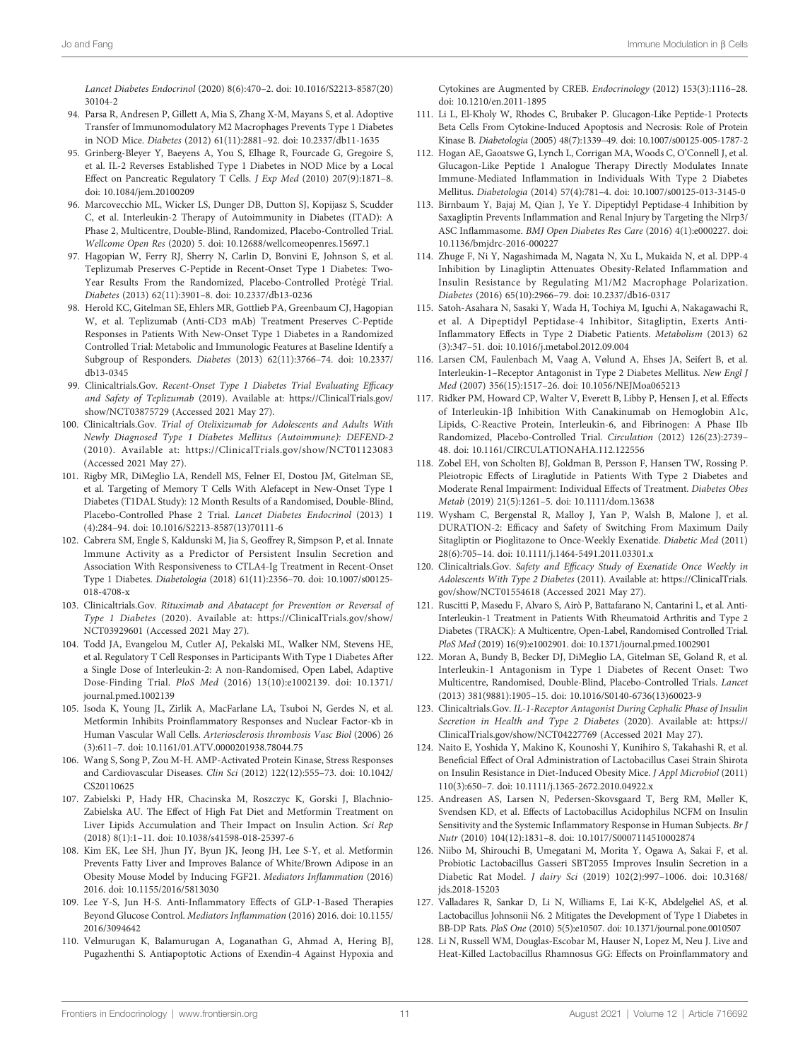*Lancet Diabetes Endocrinol* (2020) 8(6):470–2. doi: 10.1016/S2213-8587(20)30104-2

94. Parsa R, Andresen P, Gillett A, Mia S, Zhang X-M, Mayans S, et al. Adoptive Transfer of Immunomodulatory M2 Macrophages Prevents Type 1 Diabetes in NOD Mice. *Diabetes* (2012) 61(11):2881–92. doi: 10.2337/db11-1635
95. Grinberg-Bleyer Y, Baeyens A, You S, Elhage R, Fourcade G, Gregoire S, et al. IL-2 Reverses Established Type 1 Diabetes in NOD Mice by a Local Effect on Pancreatic Regulatory T Cells. *J Exp Med* (2010) 207(9):1871–8. doi: 10.1084/jem.20100209
96. Marcovecchio ML, Wicker LS, Dunger DB, Dutton SJ, Kopijasz S, Scudder C, et al. Interleukin-2 Therapy of Autoimmunity in Diabetes (ITAD): A Phase 2, Multicentre, Double-Blind, Randomized, Placebo-Controlled Trial. *Wellcome Open Res* (2020) 5. doi: 10.12688/wellcomeopenres.15697.1
97. Hagopian W, Ferry RJ, Sherry N, Carlin D, Bonvini E, Johnson S, et al. Teplizumab Preserves C-Peptide in Recent-Onset Type 1 Diabetes: Two-Year Results From the Randomized, Placebo-Controlled Protégé Trial. *Diabetes* (2013) 62(11):3901–8. doi: 10.2337/db13-0236
98. Herold KC, Gitelman SE, Ehlers MR, Gottlieb PA, Greenbaum CJ, Hagopian W, et al. Teplizumab (Anti-CD3 mAb) Treatment Preserves C-Peptide Responses in Patients With New-Onset Type 1 Diabetes in a Randomized Controlled Trial: Metabolic and Immunologic Features at Baseline Identify a Subgroup of Responders. *Diabetes* (2013) 62(11):3766–74. doi: 10.2337/db13-0345
99. Clinicaltrials.Gov. *Recent-Onset Type 1 Diabetes Trial Evaluating Efficacy and Safety of Teplizumab* (2019). Available at: https://ClinicalTrials.gov/show/NCT03875729 (Accessed 2021 May 27).
100. Clinicaltrials.Gov. *Trial of Otelixizumab for Adolescents and Adults With Newly Diagnosed Type 1 Diabetes Mellitus (Autoimmune): DEFEND-2* (2010). Available at: https://ClinicalTrials.gov/show/NCT01123083 (Accessed 2021 May 27).
101. Rigby MR, DiMeglio LA, Rendell MS, Felner EI, Dostou JM, Gitelman SE, et al. Targeting of Memory T Cells With Alefacept in New-Onset Type 1 Diabetes (T1DAL Study): 12 Month Results of a Randomised, Double-Blind, Placebo-Controlled Phase 2 Trial. *Lancet Diabetes Endocrinol* (2013) 1 (4):284–94. doi: 10.1016/S2213-8587(13)70111-6
102. Cabrera SM, Engle S, Kaldunski M, Jia S, Geoffrey R, Simpson P, et al. Innate Immune Activity as a Predictor of Persistent Insulin Secretion and Association With Responsiveness to CTLA4-Ig Treatment in Recent-Onset Type 1 Diabetes. *Diabetologia* (2018) 61(11):2356–70. doi: 10.1007/s00125-018-4708-x
103. Clinicaltrials.Gov. *Rituximab and Abatacept for Prevention or Reversal of Type 1 Diabetes* (2020). Available at: https://ClinicalTrials.gov/show/NCT03929601 (Accessed 2021 May 27).
104. Todd JA, Evangelou M, Cutler AJ, Pekalski ML, Walker NM, Stevens HE, et al. Regulatory T Cell Responses in Participants With Type 1 Diabetes After a Single Dose of Interleukin-2: A non-Randomised, Open Label, Adaptive Dose-Finding Trial. *PloS Med* (2016) 13(10):e1002139. doi: 10.1371/journal.pmed.1002139
105. Isoda K, Young JL, Zirlik A, MacFarlane LA, Tsuboi N, Gerdes N, et al. Metformin Inhibits Proinflammatory Responses and Nuclear Factor-κb in Human Vascular Wall Cells. *Arteriosclerosis thrombosis Vasc Biol* (2006) 26 (3):611–7. doi: 10.1161/01.ATV.0000201938.78044.75
106. Wang S, Song P, Zou M-H. AMP-Activated Protein Kinase, Stress Responses and Cardiovascular Diseases. *Clin Sci* (2012) 122(12):555–73. doi: 10.1042/CS20110625
107. Zabielski P, Hady HR, Chacinska M, Roszczyc K, Gorski J, Blachnio-Zabielska AU. The Effect of High Fat Diet and Metformin Treatment on Liver Lipids Accumulation and Their Impact on Insulin Action. *Sci Rep* (2018) 8(1):1–11. doi: 10.1038/s41598-018-25397-6
108. Kim EK, Lee SH, Jhun JY, Byun JK, Jeong JH, Lee S-Y, et al. Metformin Prevents Fatty Liver and Improves Balance of White/Brown Adipose in an Obesity Mouse Model by Inducing FGF21. *Mediators Inflammation* (2016) 2016. doi: 10.1155/2016/5813030
109. Lee Y-S, Jun H-S. Anti-Inflammatory Effects of GLP-1-Based Therapies Beyond Glucose Control. *Mediators Inflammation* (2016) 2016. doi: 10.1155/2016/3094642
110. Velmurugan K, Balamurugan A, Loganathan G, Ahmad A, Hering BJ, Pugazhenthi S. Antiapoptotic Actions of Exendin-4 Against Hypoxia and Cytokines are Augmented by CREB. *Endocrinology* (2012) 153(3):1116–28. doi: 10.1210/en.2011-1895
111. Li L, El-Kholy W, Rhodes C, Brubaker P. Glucagon-Like Peptide-1 Protects Beta Cells From Cytokine-Induced Apoptosis and Necrosis: Role of Protein Kinase B. *Diabetologia* (2005) 48(7):1339–49. doi: 10.1007/s00125-005-1787-2
112. Hogan AE, Gaoatswe G, Lynch L, Corrigan MA, Woods C, O'Connell J, et al. Glucagon-Like Peptide 1 Analogue Therapy Directly Modulates Innate Immune-Mediated Inflammation in Individuals With Type 2 Diabetes Mellitus. *Diabetologia* (2014) 57(4):781–4. doi: 10.1007/s00125-013-3145-0
113. Birnbaum Y, Bajaj M, Qian J, Ye Y. Dipeptidyl Peptidase-4 Inhibition by Saxagliptin Prevents Inflammation and Renal Injury by Targeting the Nlrp3/ASC Inflammasome. *BMJ Open Diabetes Res Care* (2016) 4(1):e000227. doi: 10.1136/bmjdrc-2016-000227
114. Zhuge F, Ni Y, Nagashimada M, Nagata N, Xu L, Mukaida N, et al. DPP-4 Inhibition by Linagliptin Attenuates Obesity-Related Inflammation and Insulin Resistance by Regulating M1/M2 Macrophage Polarization. *Diabetes* (2016) 65(10):2966–79. doi: 10.2337/db16-0317
115. Satoh-Asahara N, Sasaki Y, Wada H, Tochiya M, Iguchi A, Nakagawachi R, et al. A Dipeptidyl Peptidase-4 Inhibitor, Sitagliptin, Exerts Anti-Inflammatory Effects in Type 2 Diabetic Patients. *Metabolism* (2013) 62 (3):347–51. doi: 10.1016/j.metabol.2012.09.004
116. Larsen CM, Faulenbach M, Vaag A, Vølund A, Ehses JA, Seifert B, et al. Interleukin-1–Receptor Antagonist in Type 2 Diabetes Mellitus. *New Engl J Med* (2007) 356(15):1517–26. doi: 10.1056/NEJMoa065213
117. Ridker PM, Howard CP, Walter V, Everett B, Libby P, Hensen J, et al. Effects of Interleukin-1β Inhibition With Canakinumab on Hemoglobin A1c, Lipids, C-Reactive Protein, Interleukin-6, and Fibrinogen: A Phase IIb Randomized, Placebo-Controlled Trial. *Circulation* (2012) 126(23):2739–48. doi: 10.1161/CIRCULATIONAHA.112.122556
118. Zobel EH, von Scholten BJ, Goldman B, Persson F, Hansen TW, Rossing P. Pleiotropic Effects of Liraglutide in Patients With Type 2 Diabetes and Moderate Renal Impairment: Individual Effects of Treatment. *Diabetes Obes Metab* (2019) 21(5):1261–5. doi: 10.1111/dom.13638
119. Wysham C, Bergenstal R, Malloy J, Yan P, Walsh B, Malone J, et al. DURATION-2: Efficacy and Safety of Switching From Maximum Daily Sitagliptin or Pioglitazone to Once-Weekly Exenatide. *Diabetic Med* (2011) 28(6):705–14. doi: 10.1111/j.1464-5491.2011.03301.x
120. Clinicaltrials.Gov. *Safety and Efficacy Study of Exenatide Once Weekly in Adolescents With Type 2 Diabetes* (2011). Available at: https://ClinicalTrials.gov/show/NCT01554618 (Accessed 2021 May 27).
121. Ruscitti P, Masedu F, Alvaro S, Airò P, Battafarano N, Cantarini L, et al. Anti-Interleukin-1 Treatment in Patients With Rheumatoid Arthritis and Type 2 Diabetes (TRACK): A Multicentre, Open-Label, Randomised Controlled Trial. *PloS Med* (2019) 16(9):e1002901. doi: 10.1371/journal.pmed.1002901
122. Moran A, Bundy B, Becker DJ, DiMeglio LA, Gitelman SE, Goland R, et al. Interleukin-1 Antagonism in Type 1 Diabetes of Recent Onset: Two Multicentre, Randomised, Double-Blind, Placebo-Controlled Trials. *Lancet* (2013) 381(9881):1905–15. doi: 10.1016/S0140-6736(13)60023-9
123. Clinicaltrials.Gov. *IL-1-Receptor Antagonist During Cephalic Phase of Insulin Secretion in Health and Type 2 Diabetes* (2020). Available at: https://ClinicalTrials.gov/show/NCT04227769 (Accessed 2021 May 27).
124. Naito E, Yoshida Y, Makino K, Kounoshi Y, Kunihiro S, Takahashi R, et al. Beneficial Effect of Oral Administration of Lactobacillus Casei Strain Shirota on Insulin Resistance in Diet-Induced Obesity Mice. *J Appl Microbiol* (2011) 110(3):650–7. doi: 10.1111/j.1365-2672.2010.04922.x
125. Andreasen AS, Larsen N, Pedersen-Skovsgaard T, Berg RM, Møller K, Svendsen KD, et al. Effects of Lactobacillus Acidophilus NCFM on Insulin Sensitivity and the Systemic Inflammatory Response in Human Subjects. *Br J Nutr* (2010) 104(12):1831–8. doi: 10.1017/S0007114510002874
126. Niibo M, Shirouchi B, Umegatani M, Morita Y, Ogawa A, Sakai F, et al. Probiotic Lactobacillus Gasseri SBT2055 Improves Insulin Secretion in a Diabetic Rat Model. *J dairy Sci* (2019) 102(2):997–1006. doi: 10.3168/jds.2018-15203
127. Valladares R, Sankar D, Li N, Williams E, Lai K-K, Abdelgeliel AS, et al. Lactobacillus Johnsonii N6. 2 Mitigates the Development of Type 1 Diabetes in BB-DP Rats. *PloS One* (2010) 5(5):e10507. doi: 10.1371/journal.pone.0010507
128. Li N, Russell WM, Douglas-Escobar M, Hauser N, Lopez M, Neu J. Live and Heat-Killed Lactobacillus Rhamnosus GG: Effects on Proinflammatory and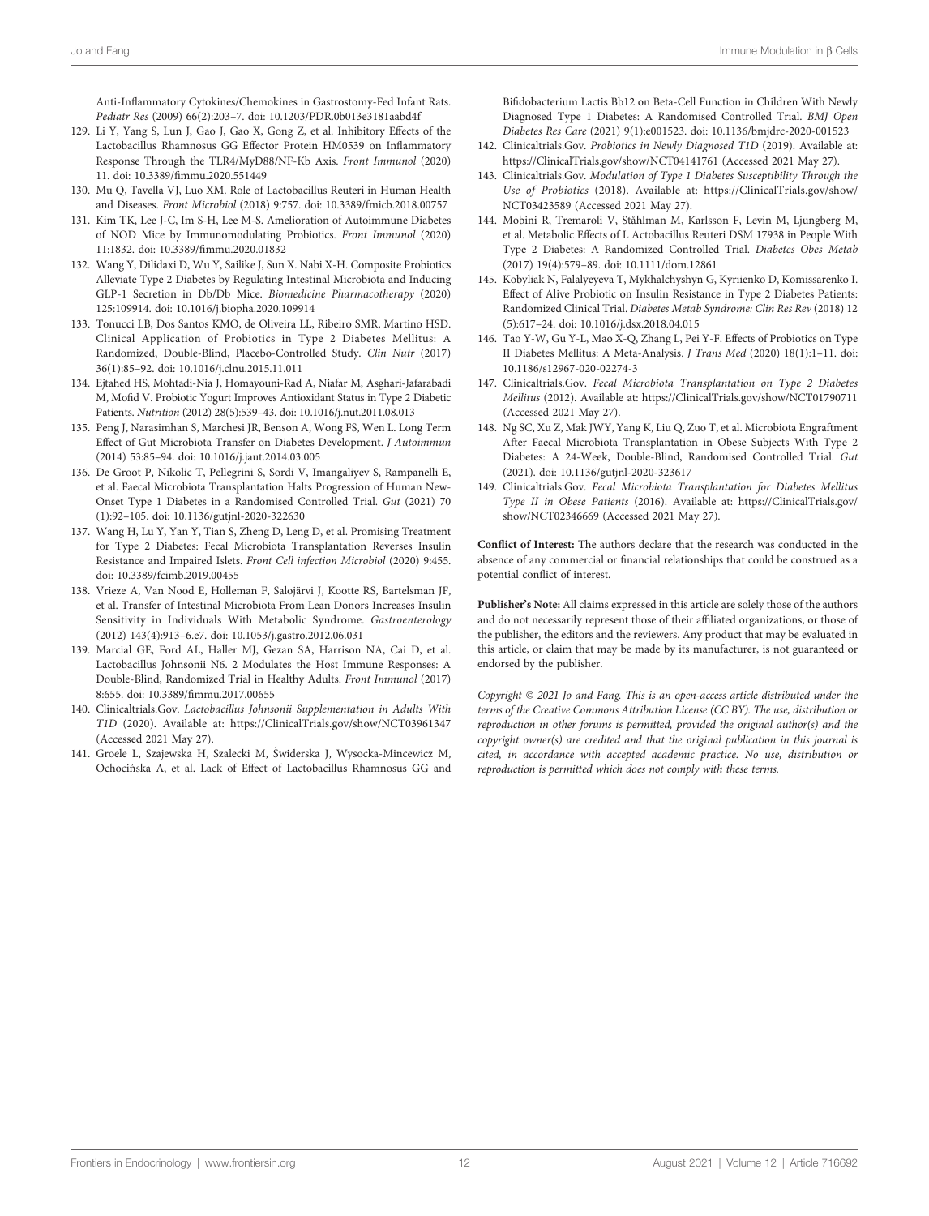Anti-Inflammatory Cytokines/Chemokines in Gastrostomy-Fed Infant Rats. *Pediatr Res* (2009) 66(2):203–7. doi: 10.1203/PDR.0b013e3181aabd4f

129. Li Y, Yang S, Lun J, Gao J, Gao X, Gong Z, et al. Inhibitory Effects of the Lactobacillus Rhamnosus GG Effector Protein HM0539 on Inflammatory Response Through the TLR4/MyD88/NF-Kb Axis. *Front Immunol* (2020) 11. doi: 10.3389/fimmu.2020.551449
130. Mu Q, Tavella VJ, Luo XM. Role of Lactobacillus Reuteri in Human Health and Diseases. *Front Microbiol* (2018) 9:757. doi: 10.3389/fmicb.2018.00757
131. Kim TK, Lee J-C, Im S-H, Lee M-S. Amelioration of Autoimmune Diabetes of NOD Mice by Immunomodulating Probiotics. *Front Immunol* (2020) 11:1832. doi: 10.3389/fimmu.2020.01832
132. Wang Y, Dilidaxi D, Wu Y, Sailike J, Sun X. Nabi X-H. Composite Probiotics Alleviate Type 2 Diabetes by Regulating Intestinal Microbiota and Inducing GLP-1 Secretion in Db/Db Mice. *Biomedicine Pharmacotherapy* (2020) 125:109914. doi: 10.1016/j.biopha.2020.109914
133. Tonucci LB, Dos Santos KMO, de Oliveira LL, Ribeiro SMR, Martino HSD. Clinical Application of Probiotics in Type 2 Diabetes Mellitus: A Randomized, Double-Blind, Placebo-Controlled Study. *Clin Nutr* (2017) 36(1):85–92. doi: 10.1016/j.clnu.2015.11.011
134. Ejtahed HS, Mohtadi-Nia J, Homayouni-Rad A, Niafar M, Asghari-Jafarabadi M, Mofid V. Probiotic Yogurt Improves Antioxidant Status in Type 2 Diabetic Patients. *Nutrition* (2012) 28(5):539–43. doi: 10.1016/j.nut.2011.08.013
135. Peng J, Narasimhan S, Marchesi JR, Benson A, Wong FS, Wen L. Long Term Effect of Gut Microbiota Transfer on Diabetes Development. *J Autoimmun* (2014) 53:85–94. doi: 10.1016/j.jaut.2014.03.005
136. De Groot P, Nikolic T, Pellegrini S, Sordi V, Imangaliyev S, Rampanelli E, et al. Faecal Microbiota Transplantation Halts Progression of Human New-Onset Type 1 Diabetes in a Randomised Controlled Trial. *Gut* (2021) 70 (1):92–105. doi: 10.1136/gutjnl-2020-322630
137. Wang H, Lu Y, Yan Y, Tian S, Zheng D, Leng D, et al. Promising Treatment for Type 2 Diabetes: Fecal Microbiota Transplantation Reverses Insulin Resistance and Impaired Islets. *Front Cell infection Microbiol* (2020) 9:455. doi: 10.3389/fcimb.2019.00455
138. Vrieze A, Van Nood E, Holleman F, Salojärvi J, Kootte RS, Bartelsman JF, et al. Transfer of Intestinal Microbiota From Lean Donors Increases Insulin Sensitivity in Individuals With Metabolic Syndrome. *Gastroenterology* (2012) 143(4):913–6.e7. doi: 10.1053/j.gastro.2012.06.031
139. Marcial GE, Ford AL, Haller MJ, Gezan SA, Harrison NA, Cai D, et al. Lactobacillus Johnsonii N6. 2 Modulates the Host Immune Responses: A Double-Blind, Randomized Trial in Healthy Adults. *Front Immunol* (2017) 8:655. doi: 10.3389/fimmu.2017.00655
140. Clinicaltrials.Gov. *Lactobacillus Johnsonii Supplementation in Adults With T1D* (2020). Available at: https://ClinicalTrials.gov/show/NCT03961347 (Accessed 2021 May 27).
141. Groele L, Szajewska H, Szalecki M, Świderska J, Wysocka-Mincewicz M, Ochocińska A, et al. Lack of Effect of Lactobacillus Rhamnosus GG and Bifidobacterium Lactis Bb12 on Beta-Cell Function in Children With Newly Diagnosed Type 1 Diabetes: A Randomised Controlled Trial. *BMJ Open Diabetes Res Care* (2021) 9(1):e001523. doi: 10.1136/bmjdrc-2020-001523
142. Clinicaltrials.Gov. *Probiotics in Newly Diagnosed T1D* (2019). Available at: https://ClinicalTrials.gov/show/NCT04141761 (Accessed 2021 May 27).
143. Clinicaltrials.Gov. *Modulation of Type 1 Diabetes Susceptibility Through the Use of Probiotics* (2018). Available at: https://ClinicalTrials.gov/show/NCT03423589 (Accessed 2021 May 27).
144. Mobini R, Tremaroli V, Ståhlman M, Karlsson F, Levin M, Ljungberg M, et al. Metabolic Effects of L Actobacillus Reuteri DSM 17938 in People With Type 2 Diabetes: A Randomized Controlled Trial. *Diabetes Obes Metab* (2017) 19(4):579–89. doi: 10.1111/dom.12861
145. Kobyliak N, Falalyeyeva T, Mykhalchyshyn G, Kyriienko D, Komissarenko I. Effect of Alive Probiotic on Insulin Resistance in Type 2 Diabetes Patients: Randomized Clinical Trial. *Diabetes Metab Syndrome: Clin Res Rev* (2018) 12 (5):617–24. doi: 10.1016/j.dsx.2018.04.015
146. Tao Y-W, Gu Y-L, Mao X-Q, Zhang L, Pei Y-F. Effects of Probiotics on Type II Diabetes Mellitus: A Meta-Analysis. *J Trans Med* (2020) 18(1):1–11. doi: 10.1186/s12967-020-02274-3
147. Clinicaltrials.Gov. *Fecal Microbiota Transplantation on Type 2 Diabetes Mellitus* (2012). Available at: https://ClinicalTrials.gov/show/NCT01790711 (Accessed 2021 May 27).
148. Ng SC, Xu Z, Mak JWY, Yang K, Liu Q, Zuo T, et al. Microbiota Engraftment After Faecal Microbiota Transplantation in Obese Subjects With Type 2 Diabetes: A 24-Week, Double-Blind, Randomised Controlled Trial. *Gut* (2021). doi: 10.1136/gutjnl-2020-323617
149. Clinicaltrials.Gov. *Fecal Microbiota Transplantation for Diabetes Mellitus Type II in Obese Patients* (2016). Available at: https://ClinicalTrials.gov/show/NCT02346669 (Accessed 2021 May 27).

**Conflict of Interest:** The authors declare that the research was conducted in the absence of any commercial or financial relationships that could be construed as a potential conflict of interest.

**Publisher's Note:** All claims expressed in this article are solely those of the authors and do not necessarily represent those of their affiliated organizations, or those of the publisher, the editors and the reviewers. Any product that may be evaluated in this article, or claim that may be made by its manufacturer, is not guaranteed or endorsed by the publisher.

*Copyright © 2021 Jo and Fang. This is an open-access article distributed under the terms of the Creative Commons Attribution License (CC BY). The use, distribution or reproduction in other forums is permitted, provided the original author(s) and the copyright owner(s) are credited and that the original publication in this journal is cited, in accordance with accepted academic practice. No use, distribution or reproduction is permitted which does not comply with these terms.*